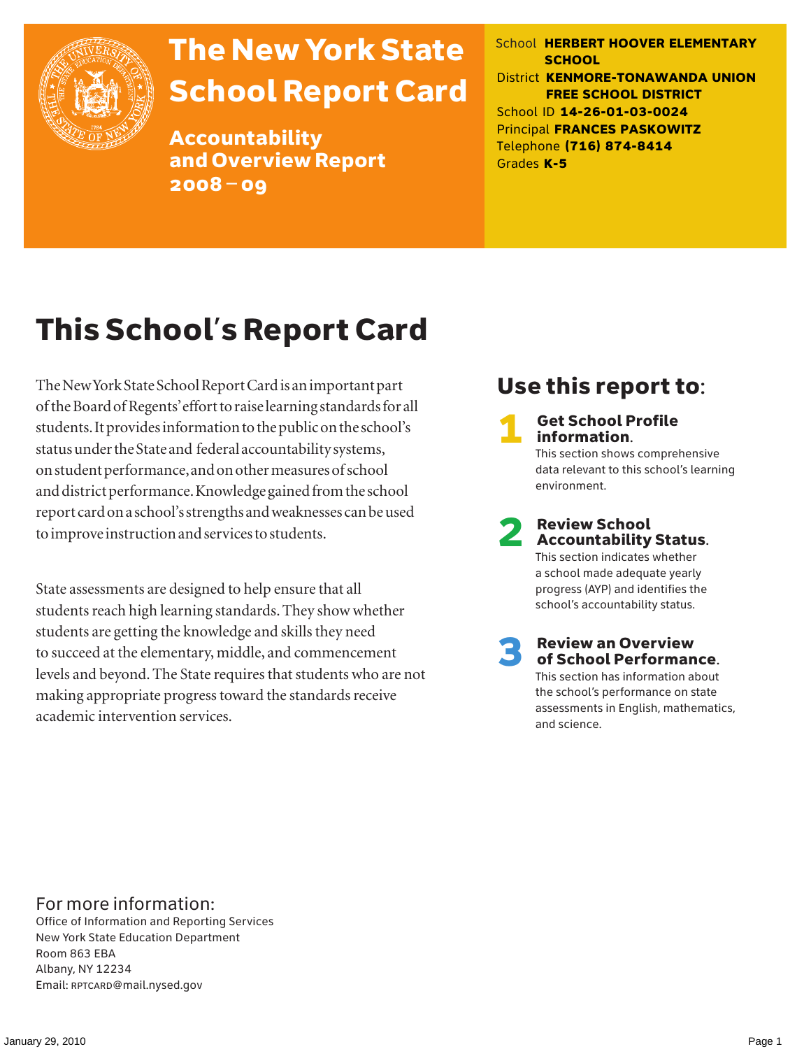# The New York State School Report Card

## Accountability and Overview Report 2008–09

School **HERBERT HOOVER ELEMENTARY SCHOOL**
District **KENMORE-TONAWANDA UNION FREE SCHOOL DISTRICT**
School ID **14-26-01-03-0024**
Principal **FRANCES PASKOWITZ**
Telephone **(716) 874-8414**
Grades **K-5**

# This School's Report Card

The New York State School Report Card is an important part of the Board of Regents' effort to raise learning standards for all students. It provides information to the public on the school's status under the State and federal accountability systems, on student performance, and on other measures of school and district performance. Knowledge gained from the school report card on a school's strengths and weaknesses can be used to improve instruction and services to students.

State assessments are designed to help ensure that all students reach high learning standards. They show whether students are getting the knowledge and skills they need to succeed at the elementary, middle, and commencement levels and beyond. The State requires that students who are not making appropriate progress toward the standards receive academic intervention services.

## Use this report to:

1. **Get School Profile information.** This section shows comprehensive data relevant to this school's learning environment.

2. **Review School Accountability Status.** This section indicates whether a school made adequate yearly progress (AYP) and identifies the school's accountability status.

3. **Review an Overview of School Performance.** This section has information about the school's performance on state assessments in English, mathematics, and science.

## For more information:

Office of Information and Reporting Services
New York State Education Department
Room 863 EBA
Albany, NY 12234
Email: RPTCARD@mail.nysed.gov

January 29, 2010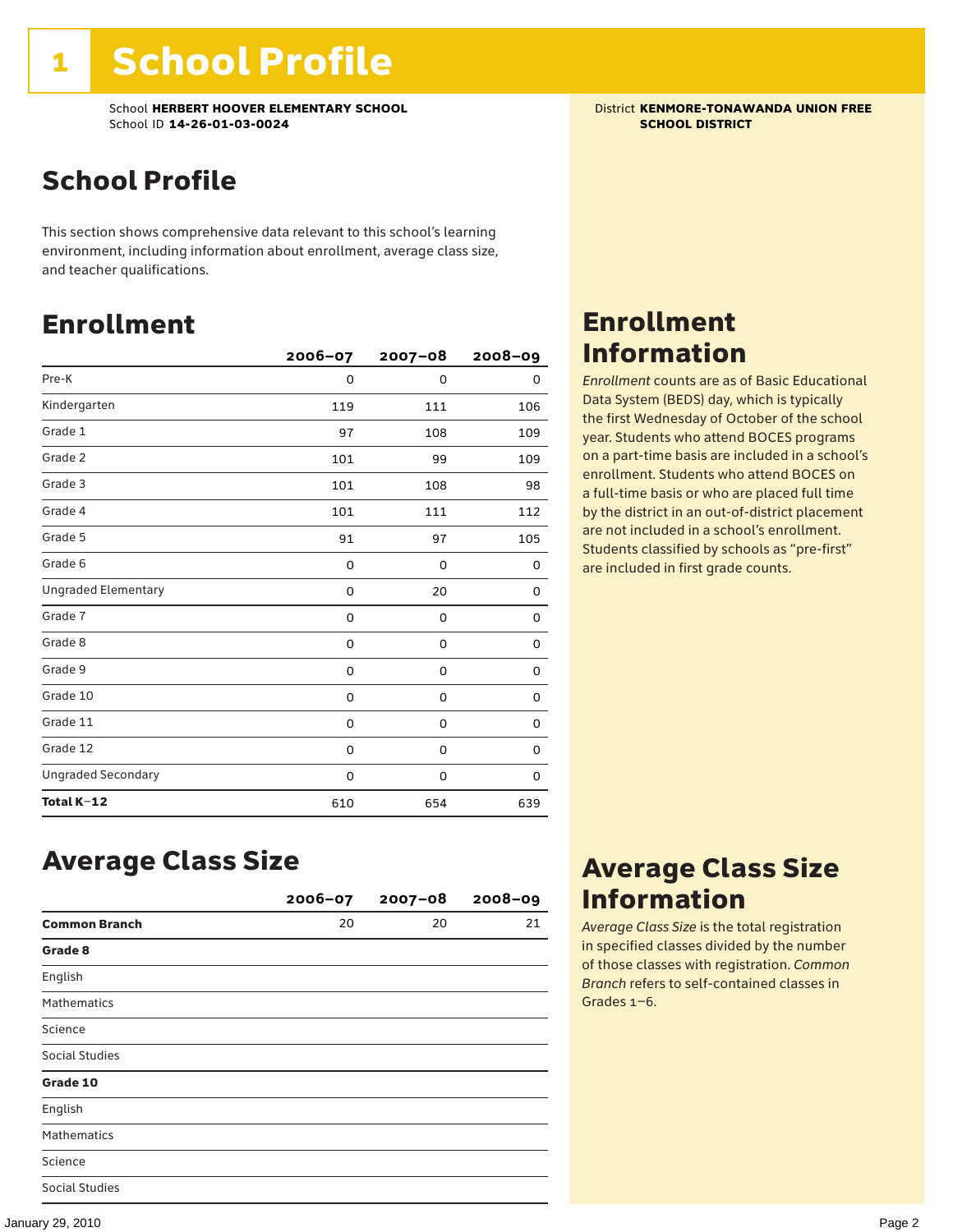# 1 School Profile

School **HERBERT HOOVER ELEMENTARY SCHOOL**
School ID **14-26-01-03-0024**

District **KENMORE-TONAWANDA UNION FREE SCHOOL DISTRICT**

## School Profile

This section shows comprehensive data relevant to this school's learning environment, including information about enrollment, average class size, and teacher qualifications.

## Enrollment

| | 2006–07 | 2007–08 | 2008–09 |
|---|---|---|---|
| Pre-K | 0 | 0 | 0 |
| Kindergarten | 119 | 111 | 106 |
| Grade 1 | 97 | 108 | 109 |
| Grade 2 | 101 | 99 | 109 |
| Grade 3 | 101 | 108 | 98 |
| Grade 4 | 101 | 111 | 112 |
| Grade 5 | 91 | 97 | 105 |
| Grade 6 | 0 | 0 | 0 |
| Ungraded Elementary | 0 | 20 | 0 |
| Grade 7 | 0 | 0 | 0 |
| Grade 8 | 0 | 0 | 0 |
| Grade 9 | 0 | 0 | 0 |
| Grade 10 | 0 | 0 | 0 |
| Grade 11 | 0 | 0 | 0 |
| Grade 12 | 0 | 0 | 0 |
| Ungraded Secondary | 0 | 0 | 0 |
| **Total K–12** | 610 | 654 | 639 |

## Enrollment Information

*Enrollment* counts are as of Basic Educational Data System (BEDS) day, which is typically the first Wednesday of October of the school year. Students who attend BOCES programs on a part-time basis are included in a school's enrollment. Students who attend BOCES on a full-time basis or who are placed full time by the district in an out-of-district placement are not included in a school's enrollment. Students classified by schools as "pre-first" are included in first grade counts.

## Average Class Size

| | 2006–07 | 2007–08 | 2008–09 |
|---|---|---|---|
| **Common Branch** | 20 | 20 | 21 |
| **Grade 8** | | | |
| English | | | |
| Mathematics | | | |
| Science | | | |
| Social Studies | | | |
| **Grade 10** | | | |
| English | | | |
| Mathematics | | | |
| Science | | | |
| Social Studies | | | |

## Average Class Size Information

*Average Class Size* is the total registration in specified classes divided by the number of those classes with registration. *Common Branch* refers to self-contained classes in Grades 1–6.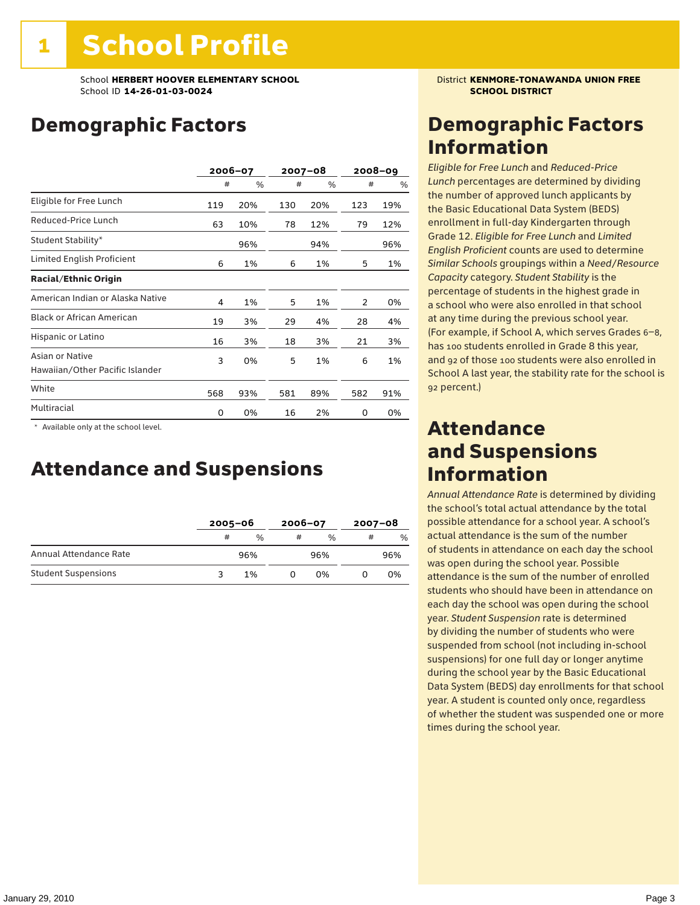# 1 School Profile

School **HERBERT HOOVER ELEMENTARY SCHOOL**
School ID **14-26-01-03-0024**

District **KENMORE-TONAWANDA UNION FREE SCHOOL DISTRICT**

## Demographic Factors

| | 2006–07 | | 2007–08 | | 2008–09 | |
|---|---|---|---|---|---|---|
| | # | % | # | % | # | % |
| Eligible for Free Lunch | 119 | 20% | 130 | 20% | 123 | 19% |
| Reduced-Price Lunch | 63 | 10% | 78 | 12% | 79 | 12% |
| Student Stability* | | 96% | | 94% | | 96% |
| Limited English Proficient | 6 | 1% | 6 | 1% | 5 | 1% |
| **Racial/Ethnic Origin** | | | | | | |
| American Indian or Alaska Native | 4 | 1% | 5 | 1% | 2 | 0% |
| Black or African American | 19 | 3% | 29 | 4% | 28 | 4% |
| Hispanic or Latino | 16 | 3% | 18 | 3% | 21 | 3% |
| Asian or Native Hawaiian/Other Pacific Islander | 3 | 0% | 5 | 1% | 6 | 1% |
| White | 568 | 93% | 581 | 89% | 582 | 91% |
| Multiracial | 0 | 0% | 16 | 2% | 0 | 0% |

* Available only at the school level.

## Attendance and Suspensions

| | 2005–06 | | 2006–07 | | 2007–08 | |
|---|---|---|---|---|---|---|
| | # | % | # | % | # | % |
| Annual Attendance Rate | | 96% | | 96% | | 96% |
| Student Suspensions | 3 | 1% | 0 | 0% | 0 | 0% |

## Demographic Factors Information

*Eligible for Free Lunch* and *Reduced-Price Lunch* percentages are determined by dividing the number of approved lunch applicants by the Basic Educational Data System (BEDS) enrollment in full-day Kindergarten through Grade 12. *Eligible for Free Lunch* and *Limited English Proficient* counts are used to determine *Similar Schools* groupings within a *Need/Resource Capacity* category. *Student Stability* is the percentage of students in the highest grade in a school who were also enrolled in that school at any time during the previous school year. (For example, if School A, which serves Grades 6–8, has 100 students enrolled in Grade 8 this year, and 92 of those 100 students were also enrolled in School A last year, the stability rate for the school is 92 percent.)

## Attendance and Suspensions Information

*Annual Attendance Rate* is determined by dividing the school's total actual attendance by the total possible attendance for a school year. A school's actual attendance is the sum of the number of students in attendance on each day the school was open during the school year. Possible attendance is the sum of the number of enrolled students who should have been in attendance on each day the school was open during the school year. *Student Suspension* rate is determined by dividing the number of students who were suspended from school (not including in-school suspensions) for one full day or longer anytime during the school year by the Basic Educational Data System (BEDS) day enrollments for that school year. A student is counted only once, regardless of whether the student was suspended one or more times during the school year.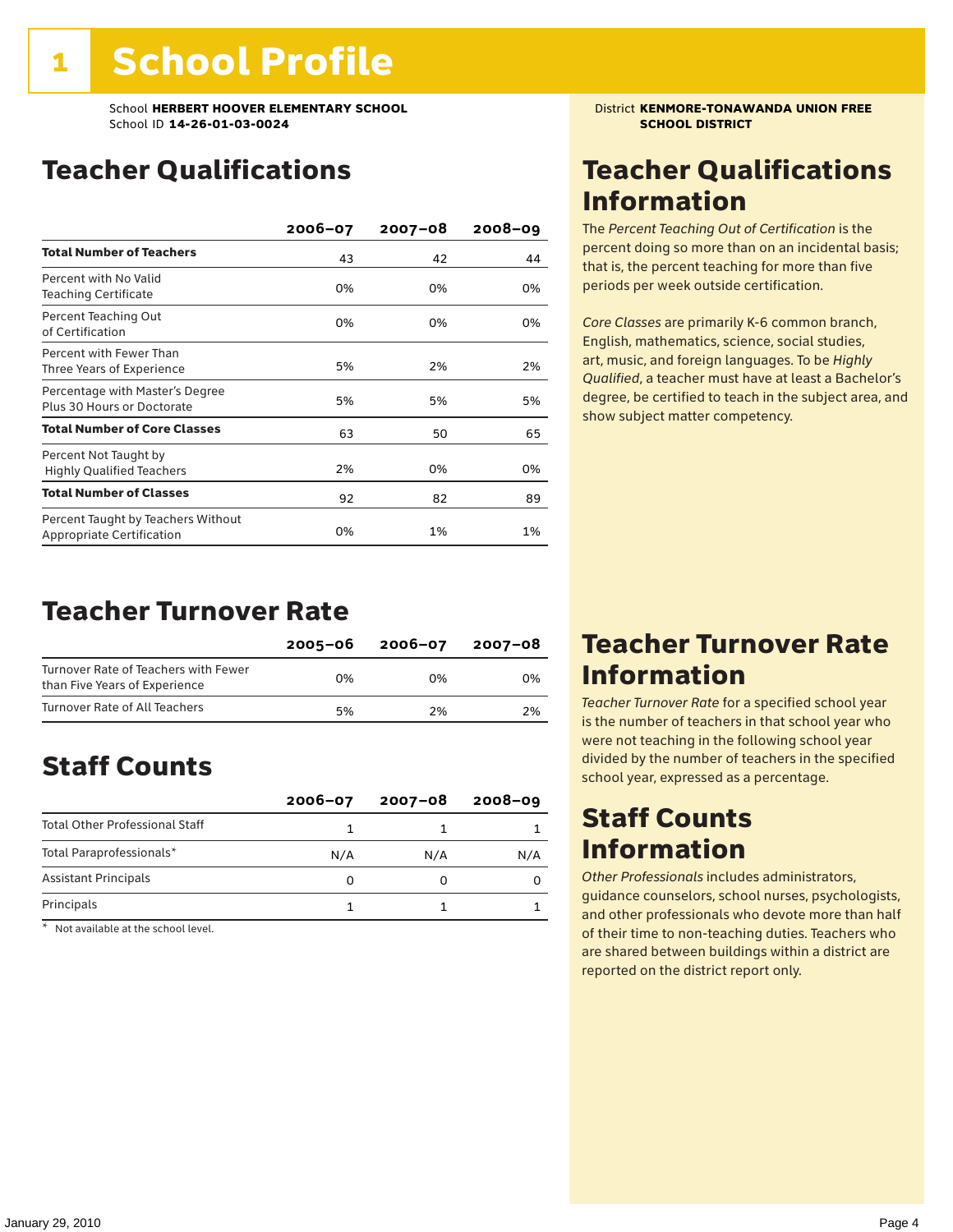# 1 School Profile

School **HERBERT HOOVER ELEMENTARY SCHOOL**
School ID **14-26-01-03-0024**

District **KENMORE-TONAWANDA UNION FREE SCHOOL DISTRICT**

## Teacher Qualifications

| | 2006–07 | 2007–08 | 2008–09 |
|---|---|---|---|
| **Total Number of Teachers** | 43 | 42 | 44 |
| Percent with No Valid Teaching Certificate | 0% | 0% | 0% |
| Percent Teaching Out of Certification | 0% | 0% | 0% |
| Percent with Fewer Than Three Years of Experience | 5% | 2% | 2% |
| Percentage with Master's Degree Plus 30 Hours or Doctorate | 5% | 5% | 5% |
| **Total Number of Core Classes** | 63 | 50 | 65 |
| Percent Not Taught by Highly Qualified Teachers | 2% | 0% | 0% |
| **Total Number of Classes** | 92 | 82 | 89 |
| Percent Taught by Teachers Without Appropriate Certification | 0% | 1% | 1% |

## Teacher Qualifications Information

The *Percent Teaching Out of Certification* is the percent doing so more than on an incidental basis; that is, the percent teaching for more than five periods per week outside certification.

*Core Classes* are primarily K-6 common branch, English, mathematics, science, social studies, art, music, and foreign languages. To be *Highly Qualified*, a teacher must have at least a Bachelor's degree, be certified to teach in the subject area, and show subject matter competency.

## Teacher Turnover Rate

| | 2005–06 | 2006–07 | 2007–08 |
|---|---|---|---|
| Turnover Rate of Teachers with Fewer than Five Years of Experience | 0% | 0% | 0% |
| Turnover Rate of All Teachers | 5% | 2% | 2% |

## Teacher Turnover Rate Information

*Teacher Turnover Rate* for a specified school year is the number of teachers in that school year who were not teaching in the following school year divided by the number of teachers in the specified school year, expressed as a percentage.

## Staff Counts

| | 2006–07 | 2007–08 | 2008–09 |
|---|---|---|---|
| Total Other Professional Staff | 1 | 1 | 1 |
| Total Paraprofessionals* | N/A | N/A | N/A |
| Assistant Principals | 0 | 0 | 0 |
| Principals | 1 | 1 | 1 |

\* Not available at the school level.

## Staff Counts Information

*Other Professionals* includes administrators, guidance counselors, school nurses, psychologists, and other professionals who devote more than half of their time to non-teaching duties. Teachers who are shared between buildings within a district are reported on the district report only.

January 29, 2010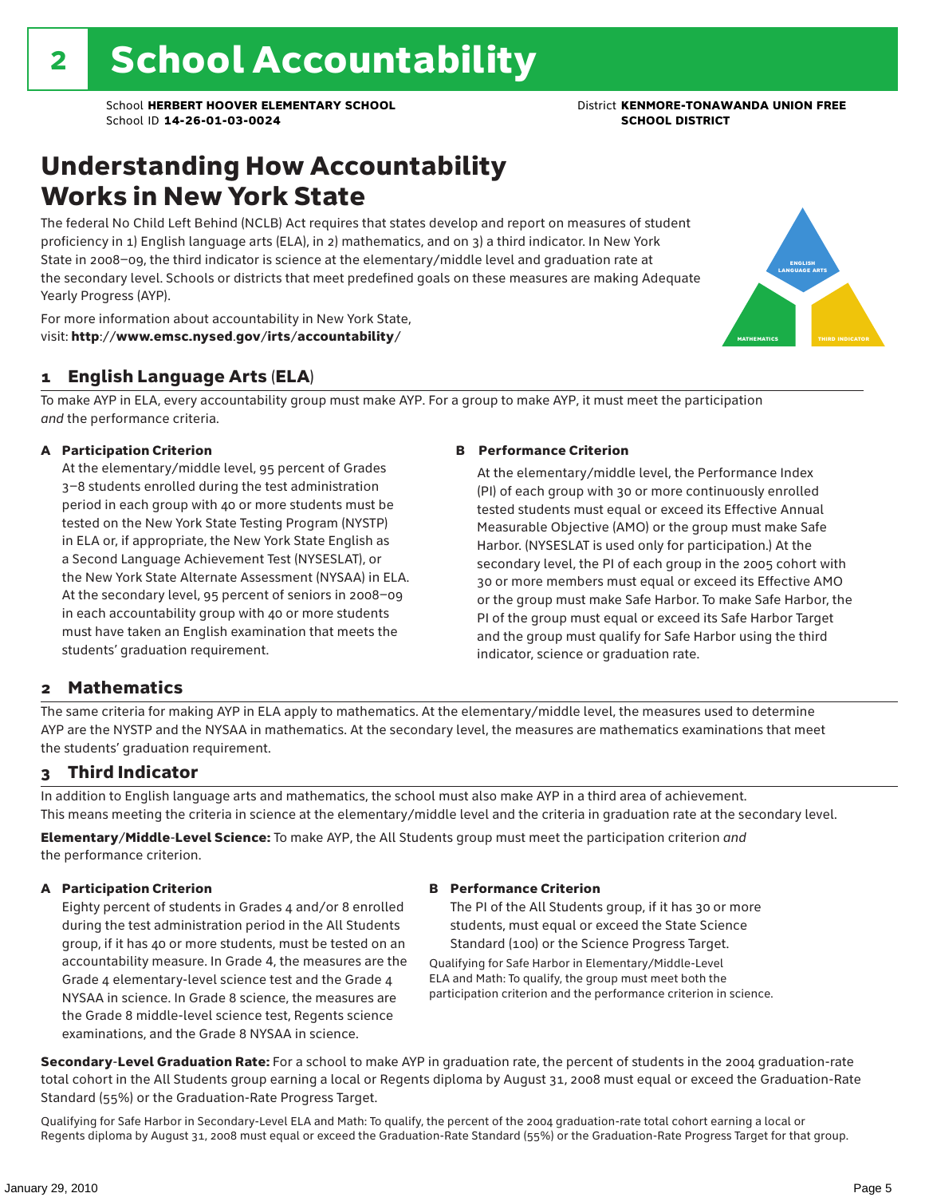# 2 School Accountability

School **HERBERT HOOVER ELEMENTARY SCHOOL** District **KENMORE-TONAWANDA UNION FREE SCHOOL DISTRICT**
School ID **14-26-01-03-0024**

## Understanding How Accountability Works in New York State

The federal No Child Left Behind (NCLB) Act requires that states develop and report on measures of student proficiency in 1) English language arts (ELA), in 2) mathematics, and on 3) a third indicator. In New York State in 2008–09, the third indicator is science at the elementary/middle level and graduation rate at the secondary level. Schools or districts that meet predefined goals on these measures are making Adequate Yearly Progress (AYP).

For more information about accountability in New York State, visit: **http://www.emsc.nysed.gov/irts/accountability/**

ENGLISH LANGUAGE ARTS
MATHEMATICS
THIRD INDICATOR

### 1 English Language Arts (ELA)

To make AYP in ELA, every accountability group must make AYP. For a group to make AYP, it must meet the participation *and* the performance criteria.

**A Participation Criterion**

At the elementary/middle level, 95 percent of Grades 3–8 students enrolled during the test administration period in each group with 40 or more students must be tested on the New York State Testing Program (NYSTP) in ELA or, if appropriate, the New York State English as a Second Language Achievement Test (NYSESLAT), or the New York State Alternate Assessment (NYSAA) in ELA. At the secondary level, 95 percent of seniors in 2008–09 in each accountability group with 40 or more students must have taken an English examination that meets the students' graduation requirement.

**B Performance Criterion**

At the elementary/middle level, the Performance Index (PI) of each group with 30 or more continuously enrolled tested students must equal or exceed its Effective Annual Measurable Objective (AMO) or the group must make Safe Harbor. (NYSESLAT is used only for participation.) At the secondary level, the PI of each group in the 2005 cohort with 30 or more members must equal or exceed its Effective AMO or the group must make Safe Harbor. To make Safe Harbor, the PI of the group must equal or exceed its Safe Harbor Target and the group must qualify for Safe Harbor using the third indicator, science or graduation rate.

### 2 Mathematics

The same criteria for making AYP in ELA apply to mathematics. At the elementary/middle level, the measures used to determine AYP are the NYSTP and the NYSAA in mathematics. At the secondary level, the measures are mathematics examinations that meet the students' graduation requirement.

### 3 Third Indicator

In addition to English language arts and mathematics, the school must also make AYP in a third area of achievement. This means meeting the criteria in science at the elementary/middle level and the criteria in graduation rate at the secondary level.

**Elementary/Middle-Level Science:** To make AYP, the All Students group must meet the participation criterion *and* the performance criterion.

**A Participation Criterion**

Eighty percent of students in Grades 4 and/or 8 enrolled during the test administration period in the All Students group, if it has 40 or more students, must be tested on an accountability measure. In Grade 4, the measures are the Grade 4 elementary-level science test and the Grade 4 NYSAA in science. In Grade 8 science, the measures are the Grade 8 middle-level science test, Regents science examinations, and the Grade 8 NYSAA in science.

**B Performance Criterion**

The PI of the All Students group, if it has 30 or more students, must equal or exceed the State Science Standard (100) or the Science Progress Target.

Qualifying for Safe Harbor in Elementary/Middle-Level ELA and Math: To qualify, the group must meet both the participation criterion and the performance criterion in science.

**Secondary-Level Graduation Rate:** For a school to make AYP in graduation rate, the percent of students in the 2004 graduation-rate total cohort in the All Students group earning a local or Regents diploma by August 31, 2008 must equal or exceed the Graduation-Rate Standard (55%) or the Graduation-Rate Progress Target.

Qualifying for Safe Harbor in Secondary-Level ELA and Math: To qualify, the percent of the 2004 graduation-rate total cohort earning a local or Regents diploma by August 31, 2008 must equal or exceed the Graduation-Rate Standard (55%) or the Graduation-Rate Progress Target for that group.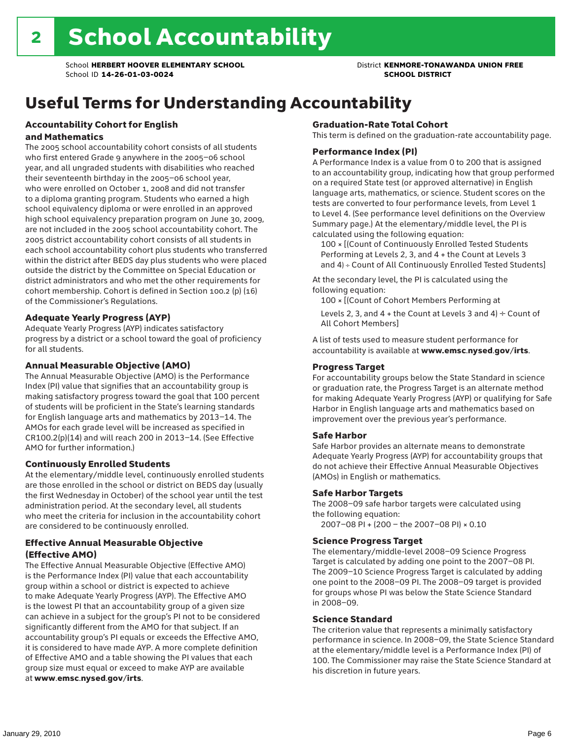# 2 School Accountability

School **HERBERT HOOVER ELEMENTARY SCHOOL**
School ID **14-26-01-03-0024**

District **KENMORE-TONAWANDA UNION FREE SCHOOL DISTRICT**

## Useful Terms for Understanding Accountability

### Accountability Cohort for English and Mathematics

The 2005 school accountability cohort consists of all students who first entered Grade 9 anywhere in the 2005–06 school year, and all ungraded students with disabilities who reached their seventeenth birthday in the 2005–06 school year, who were enrolled on October 1, 2008 and did not transfer to a diploma granting program. Students who earned a high school equivalency diploma or were enrolled in an approved high school equivalency preparation program on June 30, 2009, are not included in the 2005 school accountability cohort. The 2005 district accountability cohort consists of all students in each school accountability cohort plus students who transferred within the district after BEDS day plus students who were placed outside the district by the Committee on Special Education or district administrators and who met the other requirements for cohort membership. Cohort is defined in Section 100.2 (p) (16) of the Commissioner's Regulations.

### Adequate Yearly Progress (AYP)

Adequate Yearly Progress (AYP) indicates satisfactory progress by a district or a school toward the goal of proficiency for all students.

### Annual Measurable Objective (AMO)

The Annual Measurable Objective (AMO) is the Performance Index (PI) value that signifies that an accountability group is making satisfactory progress toward the goal that 100 percent of students will be proficient in the State's learning standards for English language arts and mathematics by 2013–14. The AMOs for each grade level will be increased as specified in CR100.2(p)(14) and will reach 200 in 2013–14. (See Effective AMO for further information.)

### Continuously Enrolled Students

At the elementary/middle level, continuously enrolled students are those enrolled in the school or district on BEDS day (usually the first Wednesday in October) of the school year until the test administration period. At the secondary level, all students who meet the criteria for inclusion in the accountability cohort are considered to be continuously enrolled.

### Effective Annual Measurable Objective (Effective AMO)

The Effective Annual Measurable Objective (Effective AMO) is the Performance Index (PI) value that each accountability group within a school or district is expected to achieve to make Adequate Yearly Progress (AYP). The Effective AMO is the lowest PI that an accountability group of a given size can achieve in a subject for the group's PI not to be considered significantly different from the AMO for that subject. If an accountability group's PI equals or exceeds the Effective AMO, it is considered to have made AYP. A more complete definition of Effective AMO and a table showing the PI values that each group size must equal or exceed to make AYP are available at **www.emsc.nysed.gov/irts**.

### Graduation-Rate Total Cohort

This term is defined on the graduation-rate accountability page.

### Performance Index (PI)

A Performance Index is a value from 0 to 200 that is assigned to an accountability group, indicating how that group performed on a required State test (or approved alternative) in English language arts, mathematics, or science. Student scores on the tests are converted to four performance levels, from Level 1 to Level 4. (See performance level definitions on the Overview Summary page.) At the elementary/middle level, the PI is calculated using the following equation:

100 × [(Count of Continuously Enrolled Tested Students Performing at Levels 2, 3, and 4 + the Count at Levels 3 and 4) ÷ Count of All Continuously Enrolled Tested Students]

At the secondary level, the PI is calculated using the following equation:

100 × [(Count of Cohort Members Performing at Levels 2, 3, and 4 + the Count at Levels 3 and 4) ÷ Count of All Cohort Members]

A list of tests used to measure student performance for accountability is available at **www.emsc.nysed.gov/irts**.

### Progress Target

For accountability groups below the State Standard in science or graduation rate, the Progress Target is an alternate method for making Adequate Yearly Progress (AYP) or qualifying for Safe Harbor in English language arts and mathematics based on improvement over the previous year's performance.

### Safe Harbor

Safe Harbor provides an alternate means to demonstrate Adequate Yearly Progress (AYP) for accountability groups that do not achieve their Effective Annual Measurable Objectives (AMOs) in English or mathematics.

### Safe Harbor Targets

The 2008–09 safe harbor targets were calculated using the following equation:

2007–08 PI + (200 – the 2007–08 PI) × 0.10

### Science Progress Target

The elementary/middle-level 2008–09 Science Progress Target is calculated by adding one point to the 2007–08 PI. The 2009–10 Science Progress Target is calculated by adding one point to the 2008–09 PI. The 2008–09 target is provided for groups whose PI was below the State Science Standard in 2008–09.

### Science Standard

The criterion value that represents a minimally satisfactory performance in science. In 2008–09, the State Science Standard at the elementary/middle level is a Performance Index (PI) of 100. The Commissioner may raise the State Science Standard at his discretion in future years.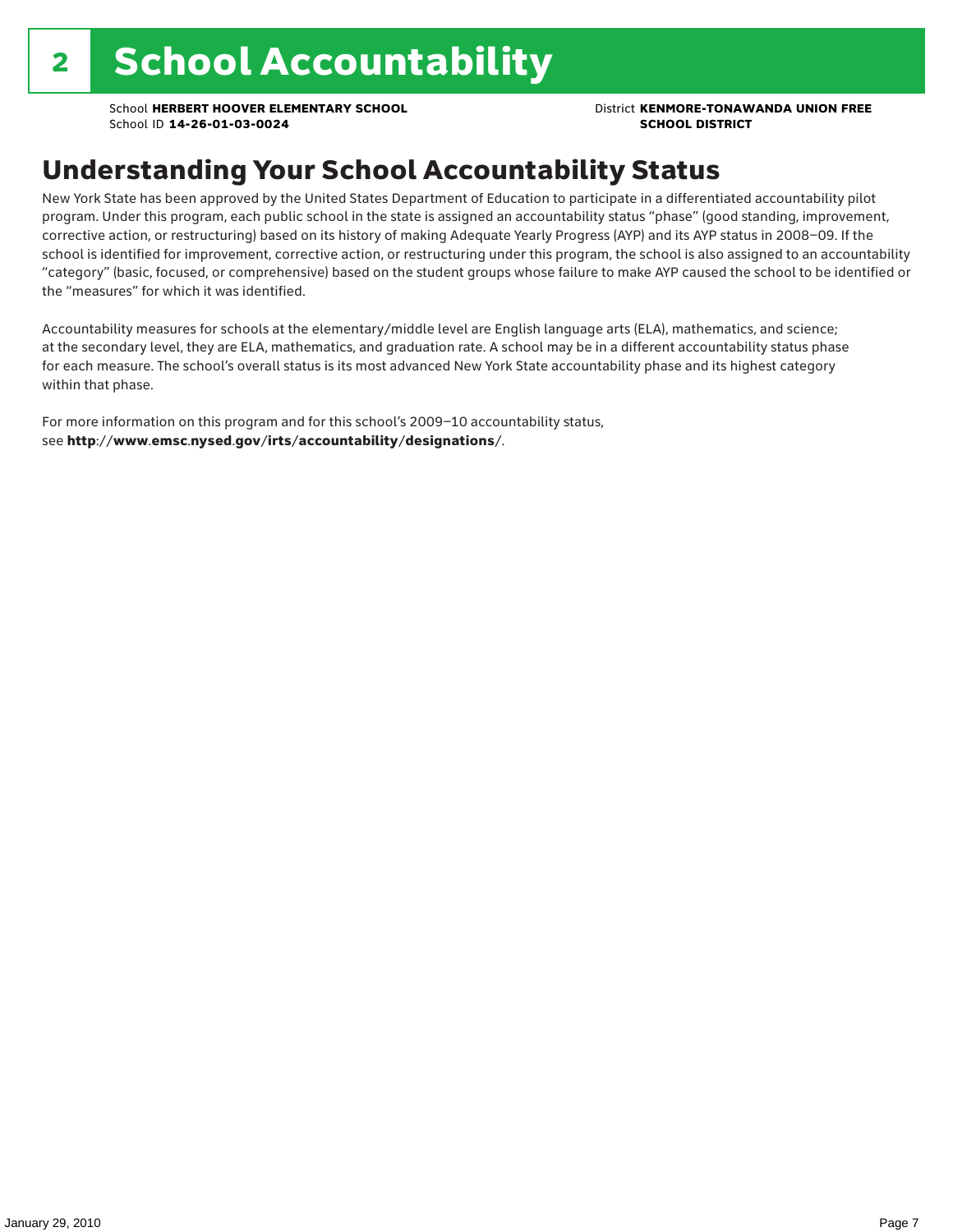# 2 School Accountability

School **HERBERT HOOVER ELEMENTARY SCHOOL**
School ID **14-26-01-03-0024**

District **KENMORE-TONAWANDA UNION FREE SCHOOL DISTRICT**

## Understanding Your School Accountability Status

New York State has been approved by the United States Department of Education to participate in a differentiated accountability pilot program. Under this program, each public school in the state is assigned an accountability status "phase" (good standing, improvement, corrective action, or restructuring) based on its history of making Adequate Yearly Progress (AYP) and its AYP status in 2008–09. If the school is identified for improvement, corrective action, or restructuring under this program, the school is also assigned to an accountability "category" (basic, focused, or comprehensive) based on the student groups whose failure to make AYP caused the school to be identified or the "measures" for which it was identified.

Accountability measures for schools at the elementary/middle level are English language arts (ELA), mathematics, and science; at the secondary level, they are ELA, mathematics, and graduation rate. A school may be in a different accountability status phase for each measure. The school's overall status is its most advanced New York State accountability phase and its highest category within that phase.

For more information on this program and for this school's 2009–10 accountability status, see **http://www.emsc.nysed.gov/irts/accountability/designations/**.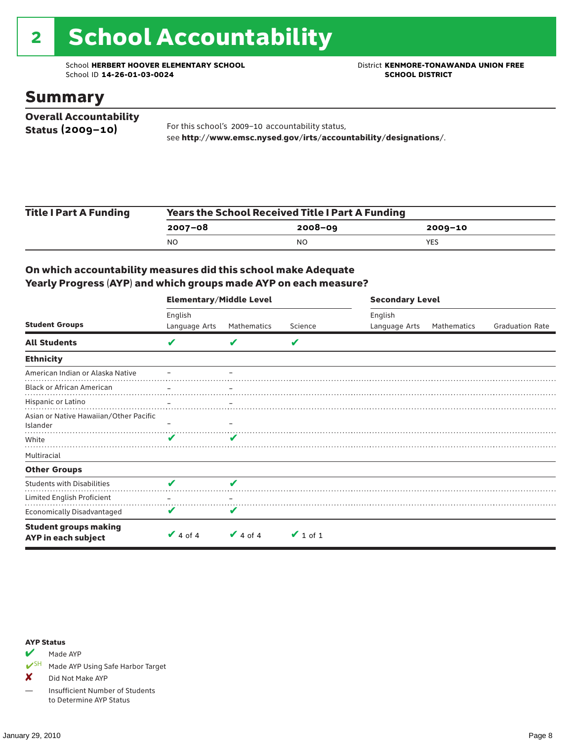# 2 School Accountability

School **HERBERT HOOVER ELEMENTARY SCHOOL**
School ID **14-26-01-03-0024**

District **KENMORE-TONAWANDA UNION FREE SCHOOL DISTRICT**

## Summary

**Overall Accountability Status (2009–10)**

For this school's 2009–10 accountability status, see **http://www.emsc.nysed.gov/irts/accountability/designations/**.

**Title I Part A Funding**

| Years the School Received Title I Part A Funding | | |
|---|---|---|
| **2007–08** | **2008–09** | **2009–10** |
| NO | NO | YES |

### On which accountability measures did this school make Adequate Yearly Progress (AYP) and which groups made AYP on each measure?

| Student Groups | Elementary/Middle Level: English Language Arts | Elementary/Middle Level: Mathematics | Elementary/Middle Level: Science | Secondary Level: English Language Arts | Secondary Level: Mathematics | Secondary Level: Graduation Rate |
|---|---|---|---|---|---|---|
| **All Students** | ✔ | ✔ | ✔ | | | |
| **Ethnicity** | | | | | | |
| American Indian or Alaska Native | – | – | | | | |
| Black or African American | – | – | | | | |
| Hispanic or Latino | – | – | | | | |
| Asian or Native Hawaiian/Other Pacific Islander | – | – | | | | |
| White | ✔ | ✔ | | | | |
| Multiracial | | | | | | |
| **Other Groups** | | | | | | |
| Students with Disabilities | ✔ | ✔ | | | | |
| Limited English Proficient | – | – | | | | |
| Economically Disadvantaged | ✔ | ✔ | | | | |
| **Student groups making AYP in each subject** | ✔ 4 of 4 | ✔ 4 of 4 | ✔ 1 of 1 | | | |

**AYP Status**

- ✔ Made AYP
- ✔SH Made AYP Using Safe Harbor Target
- ✘ Did Not Make AYP
- — Insufficient Number of Students to Determine AYP Status

January 29, 2010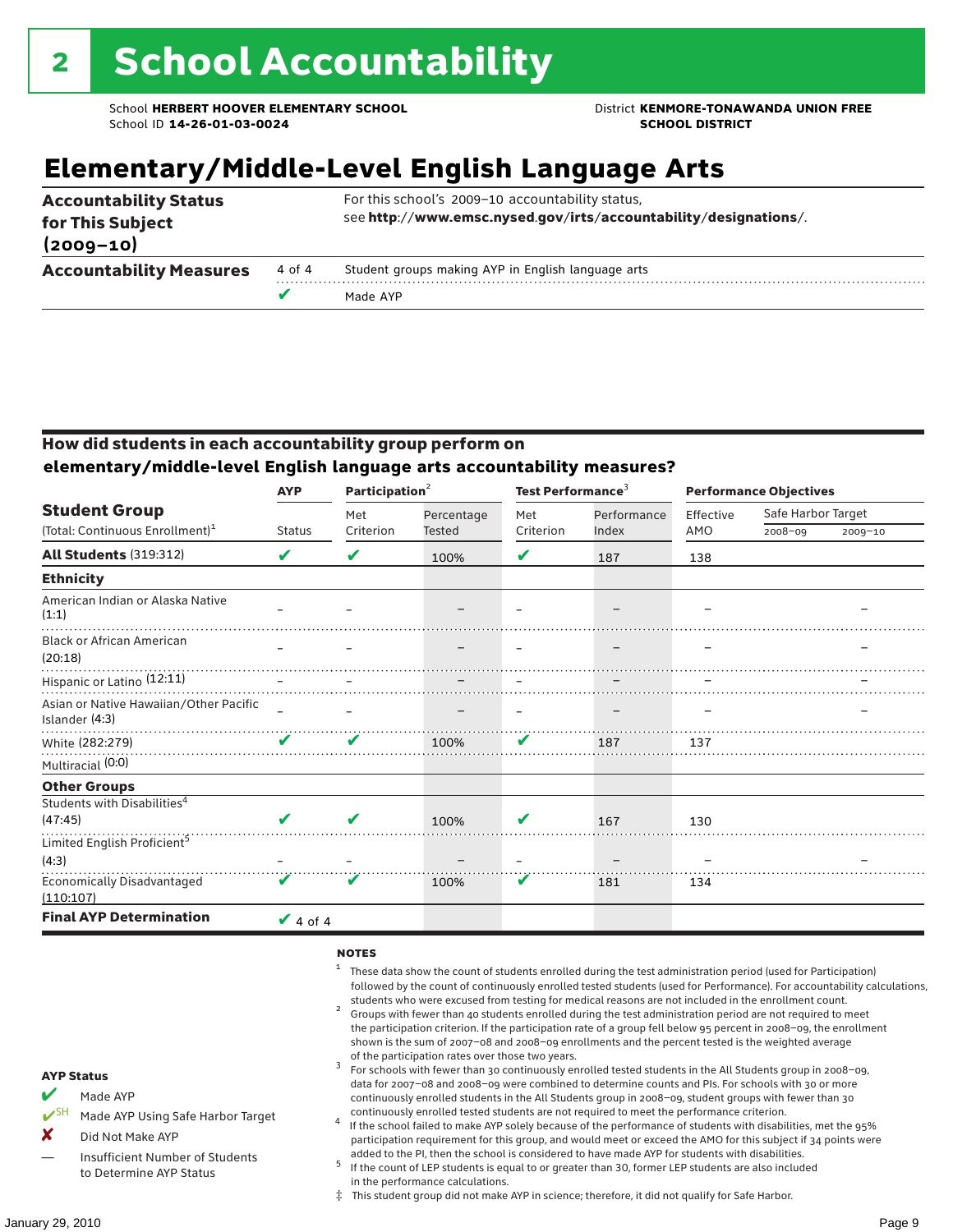## 2 School Accountability

School **HERBERT HOOVER ELEMENTARY SCHOOL**
School ID **14-26-01-03-0024**

District **KENMORE-TONAWANDA UNION FREE SCHOOL DISTRICT**

# Elementary/Middle-Level English Language Arts

| | | |
|---|---|---|
| **Accountability Status for This Subject (2009–10)** | | For this school's 2009–10 accountability status, see **http://www.emsc.nysed.gov/irts/accountability/designations/**. |
| **Accountability Measures** | 4 of 4 | Student groups making AYP in English language arts |
| | ✔ | Made AYP |

### How did students in each accountability group perform on elementary/middle-level English language arts accountability measures?

| Student Group (Total: Continuous Enrollment)[1] | AYP Status | Participation[2] Met Criterion | Participation[2] Percentage Tested | Test Performance[3] Met Criterion | Test Performance[3] Performance Index | Performance Objectives Effective AMO | Safe Harbor Target 2008–09 | Safe Harbor Target 2009–10 |
|---|---|---|---|---|---|---|---|---|
| **All Students** (319:312) | ✔ | ✔ | 100% | ✔ | 187 | 138 | | |
| **Ethnicity** | | | | | | | | |
| American Indian or Alaska Native (1:1) | – | – | – | – | – | – | | – |
| Black or African American (20:18) | – | – | – | – | – | – | | – |
| Hispanic or Latino (12:11) | – | – | – | – | – | – | | – |
| Asian or Native Hawaiian/Other Pacific Islander (4:3) | – | – | – | – | – | – | | – |
| White (282:279) | ✔ | ✔ | 100% | ✔ | 187 | 137 | | |
| Multiracial (0:0) | | | | | | | | |
| **Other Groups** | | | | | | | | |
| Students with Disabilities[4] (47:45) | ✔ | ✔ | 100% | ✔ | 167 | 130 | | |
| Limited English Proficient[5] (4:3) | – | – | – | – | – | – | | – |
| Economically Disadvantaged (110:107) | ✔ | ✔ | 100% | ✔ | 181 | 134 | | |
| **Final AYP Determination** | ✔ 4 of 4 | | | | | | | |

**AYP Status**

- ✔ Made AYP
- ✔SH Made AYP Using Safe Harbor Target
- ✘ Did Not Make AYP
- — Insufficient Number of Students to Determine AYP Status

**NOTES**

1. These data show the count of students enrolled during the test administration period (used for Participation) followed by the count of continuously enrolled tested students (used for Performance). For accountability calculations, students who were excused from testing for medical reasons are not included in the enrollment count.
2. Groups with fewer than 40 students enrolled during the test administration period are not required to meet the participation criterion. If the participation rate of a group fell below 95 percent in 2008–09, the enrollment shown is the sum of 2007–08 and 2008–09 enrollments and the percent tested is the weighted average of the participation rates over those two years.
3. For schools with fewer than 30 continuously enrolled tested students in the All Students group in 2008–09, data for 2007–08 and 2008–09 were combined to determine counts and PIs. For schools with 30 or more continuously enrolled students in the All Students group in 2008–09, student groups with fewer than 30 continuously enrolled tested students are not required to meet the performance criterion.
4. If the school failed to make AYP solely because of the performance of students with disabilities, met the 95% participation requirement for this group, and would meet or exceed the AMO for this subject if 34 points were added to the PI, then the school is considered to have made AYP for students with disabilities.
5. If the count of LEP students is equal to or greater than 30, former LEP students are also included in the performance calculations.

‡ This student group did not make AYP in science; therefore, it did not qualify for Safe Harbor.

January 29, 2010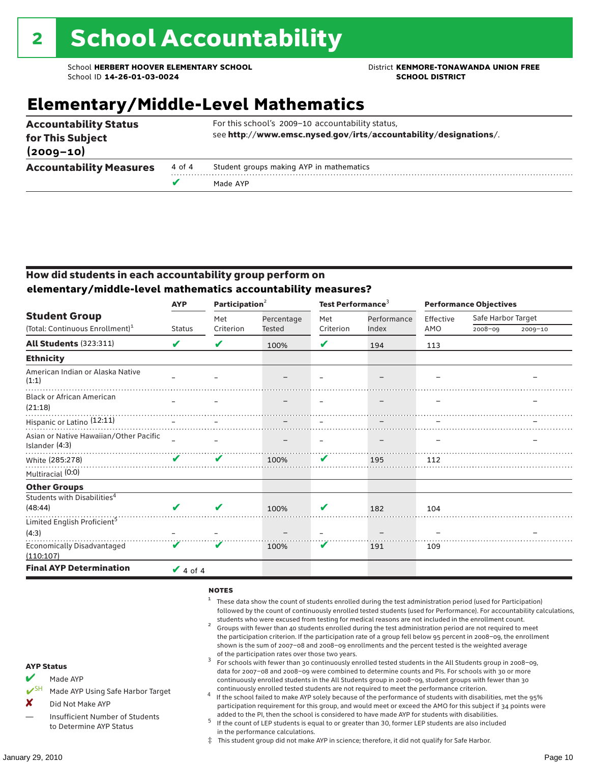# 2 School Accountability

School **HERBERT HOOVER ELEMENTARY SCHOOL**
School ID **14-26-01-03-0024**

District **KENMORE-TONAWANDA UNION FREE SCHOOL DISTRICT**

## Elementary/Middle-Level Mathematics

| | | |
|---|---|---|
| **Accountability Status for This Subject (2009–10)** | | For this school's 2009–10 accountability status, see **http://www.emsc.nysed.gov/irts/accountability/designations/**. |
| **Accountability Measures** | 4 of 4 | Student groups making AYP in mathematics |
| | ✔ | Made AYP |

### How did students in each accountability group perform on elementary/middle-level mathematics accountability measures?

| Student Group (Total: Continuous Enrollment)[1] | AYP Status | Participation[2] Met Criterion | Participation[2] Percentage Tested | Test Performance[3] Met Criterion | Test Performance[3] Performance Index | Performance Objectives Effective AMO | Safe Harbor Target 2008–09 | Safe Harbor Target 2009–10 |
|---|---|---|---|---|---|---|---|---|
| **All Students** (323:311) | ✔ | ✔ | 100% | ✔ | 194 | 113 | | |
| **Ethnicity** | | | | | | | | |
| American Indian or Alaska Native (1:1) | – | – | – | – | – | – | | – |
| Black or African American (21:18) | – | – | – | – | – | – | | – |
| Hispanic or Latino (12:11) | – | – | – | – | – | – | | – |
| Asian or Native Hawaiian/Other Pacific Islander (4:3) | – | – | – | – | – | – | | – |
| White (285:278) | ✔ | ✔ | 100% | ✔ | 195 | 112 | | |
| Multiracial (0:0) | | | | | | | | |
| **Other Groups** | | | | | | | | |
| Students with Disabilities[4] (48:44) | ✔ | ✔ | 100% | ✔ | 182 | 104 | | |
| Limited English Proficient[5] (4:3) | – | – | – | – | – | – | | – |
| Economically Disadvantaged (110:107) | ✔ | ✔ | 100% | ✔ | 191 | 109 | | |
| **Final AYP Determination** | ✔ 4 of 4 | | | | | | | |

**AYP Status**

- ✔ Made AYP
- ✔SH Made AYP Using Safe Harbor Target
- ✘ Did Not Make AYP
- — Insufficient Number of Students to Determine AYP Status

**NOTES**

1. These data show the count of students enrolled during the test administration period (used for Participation) followed by the count of continuously enrolled tested students (used for Performance). For accountability calculations, students who were excused from testing for medical reasons are not included in the enrollment count.
2. Groups with fewer than 40 students enrolled during the test administration period are not required to meet the participation criterion. If the participation rate of a group fell below 95 percent in 2008–09, the enrollment shown is the sum of 2007–08 and 2008–09 enrollments and the percent tested is the weighted average of the participation rates over those two years.
3. For schools with fewer than 30 continuously enrolled tested students in the All Students group in 2008–09, data for 2007–08 and 2008–09 were combined to determine counts and PIs. For schools with 30 or more continuously enrolled students in the All Students group in 2008–09, student groups with fewer than 30 continuously enrolled tested students are not required to meet the performance criterion.
4. If the school failed to make AYP solely because of the performance of students with disabilities, met the 95% participation requirement for this group, and would meet or exceed the AMO for this subject if 34 points were added to the PI, then the school is considered to have made AYP for students with disabilities.
5. If the count of LEP students is equal to or greater than 30, former LEP students are also included in the performance calculations.

‡ This student group did not make AYP in science; therefore, it did not qualify for Safe Harbor.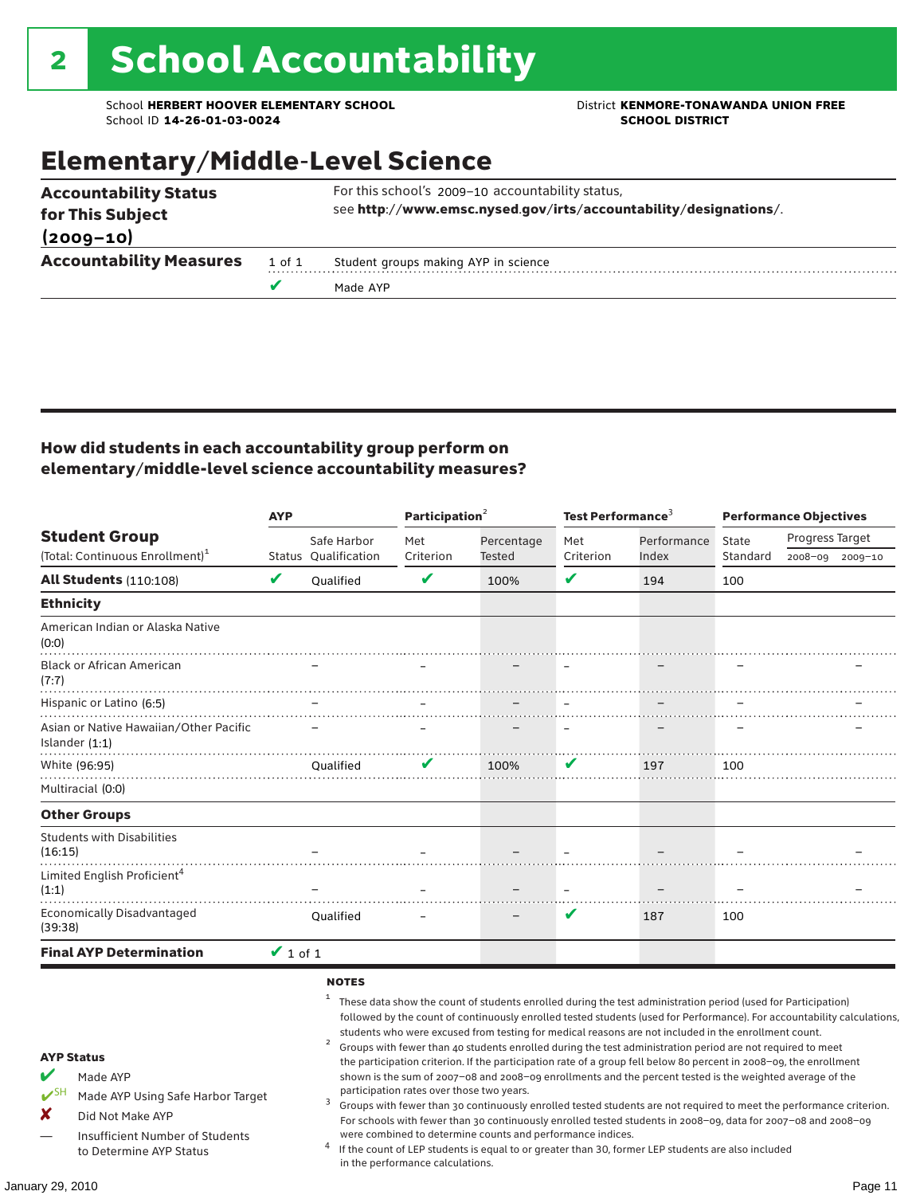# 2 School Accountability

School **HERBERT HOOVER ELEMENTARY SCHOOL**
School ID **14-26-01-03-0024**

District **KENMORE-TONAWANDA UNION FREE SCHOOL DISTRICT**

## Elementary/Middle-Level Science

| | | |
|---|---|---|
| **Accountability Status for This Subject (2009–10)** | | For this school's 2009–10 accountability status, see **http://www.emsc.nysed.gov/irts/accountability/designations/**. |
| **Accountability Measures** | 1 of 1 | Student groups making AYP in science |
| | ✔ | Made AYP |

### How did students in each accountability group perform on elementary/middle-level science accountability measures?

| Student Group (Total: Continuous Enrollment)[1] | AYP Status | AYP Safe Harbor Qualification | Participation[2] Met Criterion | Participation[2] Percentage Tested | Test Performance[3] Met Criterion | Test Performance[3] Performance Index | Performance Objectives State Standard | Progress Target 2008–09 | Progress Target 2009–10 |
|---|---|---|---|---|---|---|---|---|---|
| **All Students** (110:108) | ✔ | Qualified | ✔ | 100% | ✔ | 194 | 100 | | |
| **Ethnicity** | | | | | | | | | |
| American Indian or Alaska Native (0:0) | | | | | | | | | |
| Black or African American (7:7) | | – | – | – | – | – | – | | – |
| Hispanic or Latino (6:5) | | – | – | – | – | – | – | | – |
| Asian or Native Hawaiian/Other Pacific Islander (1:1) | | – | – | – | – | – | – | | – |
| White (96:95) | | Qualified | ✔ | 100% | ✔ | 197 | 100 | | |
| Multiracial (0:0) | | | | | | | | | |
| **Other Groups** | | | | | | | | | |
| Students with Disabilities (16:15) | | – | – | – | – | – | – | | – |
| Limited English Proficient[4] (1:1) | | – | – | – | – | – | – | | – |
| Economically Disadvantaged (39:38) | | Qualified | – | – | ✔ | 187 | 100 | | |
| **Final AYP Determination** | ✔ 1 of 1 | | | | | | | | |

**AYP Status**

- ✔ Made AYP
- ✔SH Made AYP Using Safe Harbor Target
- ✘ Did Not Make AYP
- — Insufficient Number of Students to Determine AYP Status

**NOTES**

1. These data show the count of students enrolled during the test administration period (used for Participation) followed by the count of continuously enrolled tested students (used for Performance). For accountability calculations, students who were excused from testing for medical reasons are not included in the enrollment count.
2. Groups with fewer than 40 students enrolled during the test administration period are not required to meet the participation criterion. If the participation rate of a group fell below 80 percent in 2008–09, the enrollment shown is the sum of 2007–08 and 2008–09 enrollments and the percent tested is the weighted average of the participation rates over those two years.
3. Groups with fewer than 30 continuously enrolled tested students are not required to meet the performance criterion. For schools with fewer than 30 continuously enrolled tested students in 2008–09, data for 2007–08 and 2008–09 were combined to determine counts and performance indices.
4. If the count of LEP students is equal to or greater than 30, former LEP students are also included in the performance calculations.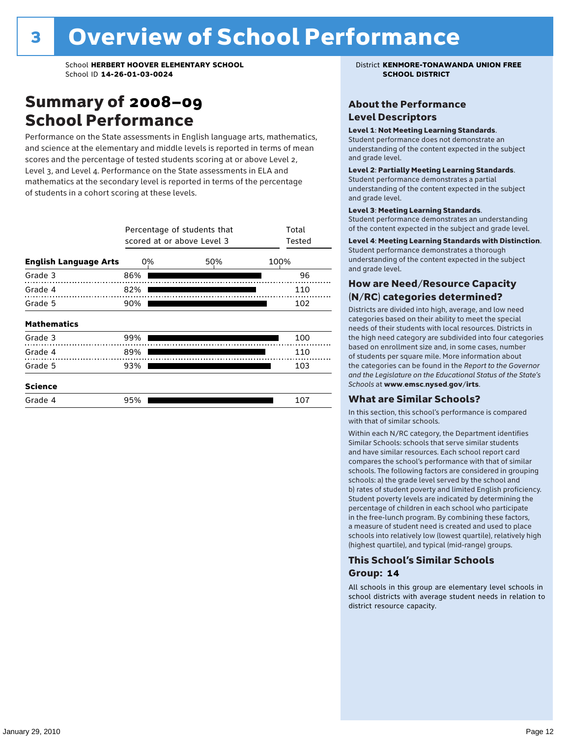# 3 Overview of School Performance

School **HERBERT HOOVER ELEMENTARY SCHOOL**
School ID **14-26-01-03-0024**

District **KENMORE-TONAWANDA UNION FREE SCHOOL DISTRICT**

## Summary of 2008–09 School Performance

Performance on the State assessments in English language arts, mathematics, and science at the elementary and middle levels is reported in terms of mean scores and the percentage of tested students scoring at or above Level 2, Level 3, and Level 4. Performance on the State assessments in ELA and mathematics at the secondary level is reported in terms of the percentage of students in a cohort scoring at these levels.

| | Percentage of students that scored at or above Level 3 | Total Tested |
|---|---|---|
| **English Language Arts** | | |
| Grade 3 | 86% | 96 |
| Grade 4 | 82% | 110 |
| Grade 5 | 90% | 102 |
| **Mathematics** | | |
| Grade 3 | 99% | 100 |
| Grade 4 | 89% | 110 |
| Grade 5 | 93% | 103 |
| **Science** | | |
| Grade 4 | 95% | 107 |

### About the Performance Level Descriptors

**Level 1**: **Not Meeting Learning Standards**. Student performance does not demonstrate an understanding of the content expected in the subject and grade level.

**Level 2**: **Partially Meeting Learning Standards**. Student performance demonstrates a partial understanding of the content expected in the subject and grade level.

**Level 3**: **Meeting Learning Standards**. Student performance demonstrates an understanding of the content expected in the subject and grade level.

**Level 4**: **Meeting Learning Standards with Distinction**. Student performance demonstrates a thorough understanding of the content expected in the subject and grade level.

### How are Need/Resource Capacity (N/RC) categories determined?

Districts are divided into high, average, and low need categories based on their ability to meet the special needs of their students with local resources. Districts in the high need category are subdivided into four categories based on enrollment size and, in some cases, number of students per square mile. More information about the categories can be found in the *Report to the Governor and the Legislature on the Educational Status of the State's Schools* at **www.emsc.nysed.gov/irts**.

### What are Similar Schools?

In this section, this school's performance is compared with that of similar schools.

Within each N/RC category, the Department identifies Similar Schools: schools that serve similar students and have similar resources. Each school report card compares the school's performance with that of similar schools. The following factors are considered in grouping schools: a) the grade level served by the school and b) rates of student poverty and limited English proficiency. Student poverty levels are indicated by determining the percentage of children in each school who participate in the free-lunch program. By combining these factors, a measure of student need is created and used to place schools into relatively low (lowest quartile), relatively high (highest quartile), and typical (mid-range) groups.

### This School's Similar Schools Group: 14

All schools in this group are elementary level schools in school districts with average student needs in relation to district resource capacity.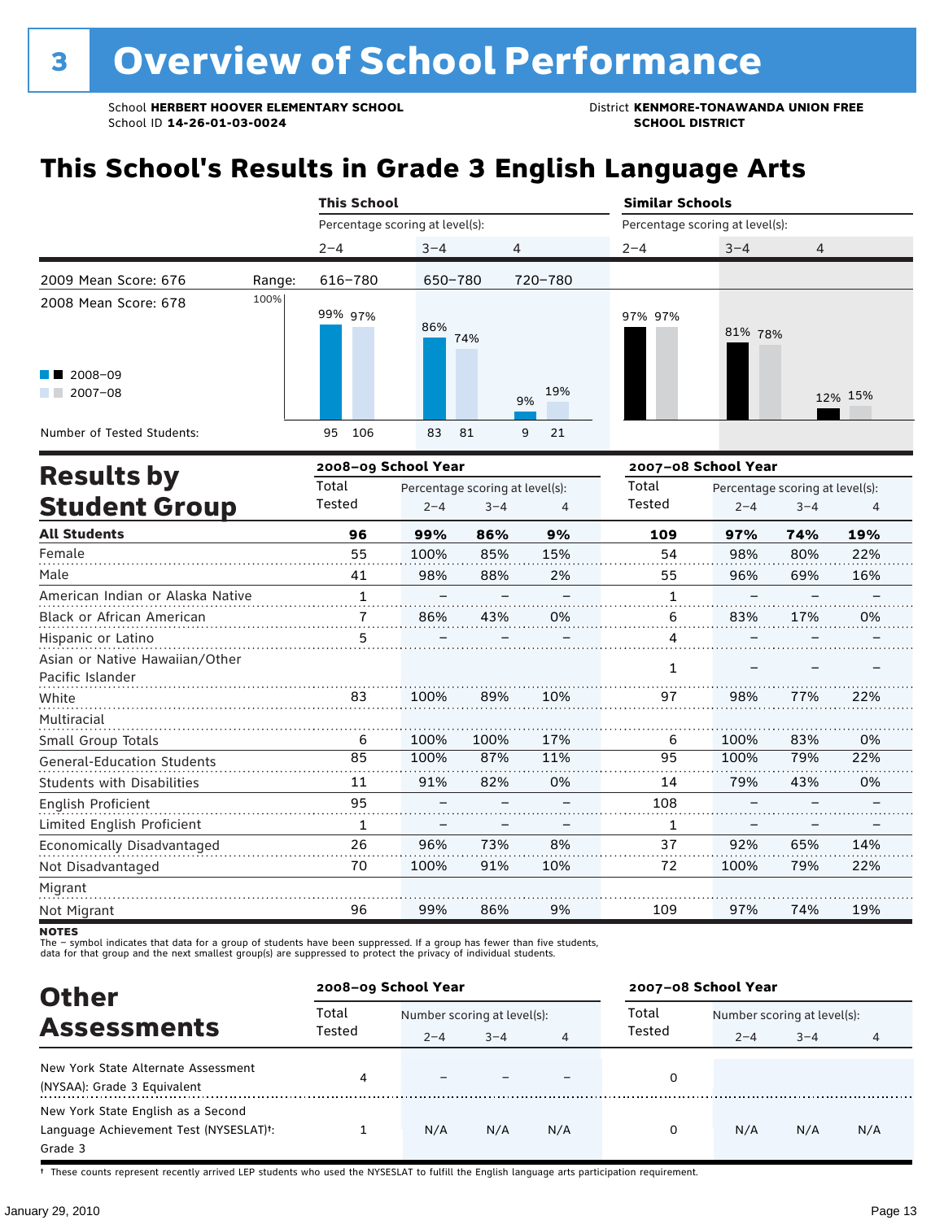# 3 Overview of School Performance

School **HERBERT HOOVER ELEMENTARY SCHOOL**
School ID **14-26-01-03-0024**

District **KENMORE-TONAWANDA UNION FREE SCHOOL DISTRICT**

## This School's Results in Grade 3 English Language Arts

| | | This School | | | Similar Schools | | |
|---|---|---|---|---|---|---|---|
| | | Percentage scoring at level(s): | | | Percentage scoring at level(s): | | |
| | | 2–4 | 3–4 | 4 | 2–4 | 3–4 | 4 |
| 2009 Mean Score: 676 | Range: | 616–780 | 650–780 | 720–780 | | | |
| 2008 Mean Score: 678 | | | | | | | |
| 2008–09 | | 99% | 86% | 9% | 97% | 81% | 12% |
| 2007–08 | | 97% | 74% | 19% | 97% | 78% | 15% |
| Number of Tested Students: 2008–09 | | 95 | 83 | 9 | | | |
| Number of Tested Students: 2007–08 | | 106 | 81 | 21 | | | |

## Results by Student Group

| | 2008–09 School Year | | | | 2007–08 School Year | | | |
|---|---|---|---|---|---|---|---|---|
| | Total Tested | Percentage scoring at level(s): 2–4 | 3–4 | 4 | Total Tested | Percentage scoring at level(s): 2–4 | 3–4 | 4 |
| **All Students** | **96** | **99%** | **86%** | **9%** | **109** | **97%** | **74%** | **19%** |
| Female | 55 | 100% | 85% | 15% | 54 | 98% | 80% | 22% |
| Male | 41 | 98% | 88% | 2% | 55 | 96% | 69% | 16% |
| American Indian or Alaska Native | 1 | – | – | – | 1 | – | – | – |
| Black or African American | 7 | 86% | 43% | 0% | 6 | 83% | 17% | 0% |
| Hispanic or Latino | 5 | – | – | – | 4 | – | – | – |
| Asian or Native Hawaiian/Other Pacific Islander | | | | | 1 | – | – | – |
| White | 83 | 100% | 89% | 10% | 97 | 98% | 77% | 22% |
| Multiracial | | | | | | | | |
| Small Group Totals | 6 | 100% | 100% | 17% | 6 | 100% | 83% | 0% |
| General-Education Students | 85 | 100% | 87% | 11% | 95 | 100% | 79% | 22% |
| Students with Disabilities | 11 | 91% | 82% | 0% | 14 | 79% | 43% | 0% |
| English Proficient | 95 | – | – | – | 108 | – | – | – |
| Limited English Proficient | 1 | – | – | – | 1 | – | – | – |
| Economically Disadvantaged | 26 | 96% | 73% | 8% | 37 | 92% | 65% | 14% |
| Not Disadvantaged | 70 | 100% | 91% | 10% | 72 | 100% | 79% | 22% |
| Migrant | | | | | | | | |
| Not Migrant | 96 | 99% | 86% | 9% | 109 | 97% | 74% | 19% |

**NOTES**
The – symbol indicates that data for a group of students have been suppressed. If a group has fewer than five students, data for that group and the next smallest group(s) are suppressed to protect the privacy of individual students.

## Other Assessments

| | 2008–09 School Year | | | | 2007–08 School Year | | | |
|---|---|---|---|---|---|---|---|---|
| | Total Tested | Number scoring at level(s): 2–4 | 3–4 | 4 | Total Tested | Number scoring at level(s): 2–4 | 3–4 | 4 |
| New York State Alternate Assessment (NYSAA): Grade 3 Equivalent | 4 | – | – | – | 0 | | | |
| New York State English as a Second Language Achievement Test (NYSESLAT)†: Grade 3 | 1 | N/A | N/A | N/A | 0 | N/A | N/A | N/A |

† These counts represent recently arrived LEP students who used the NYSESLAT to fulfill the English language arts participation requirement.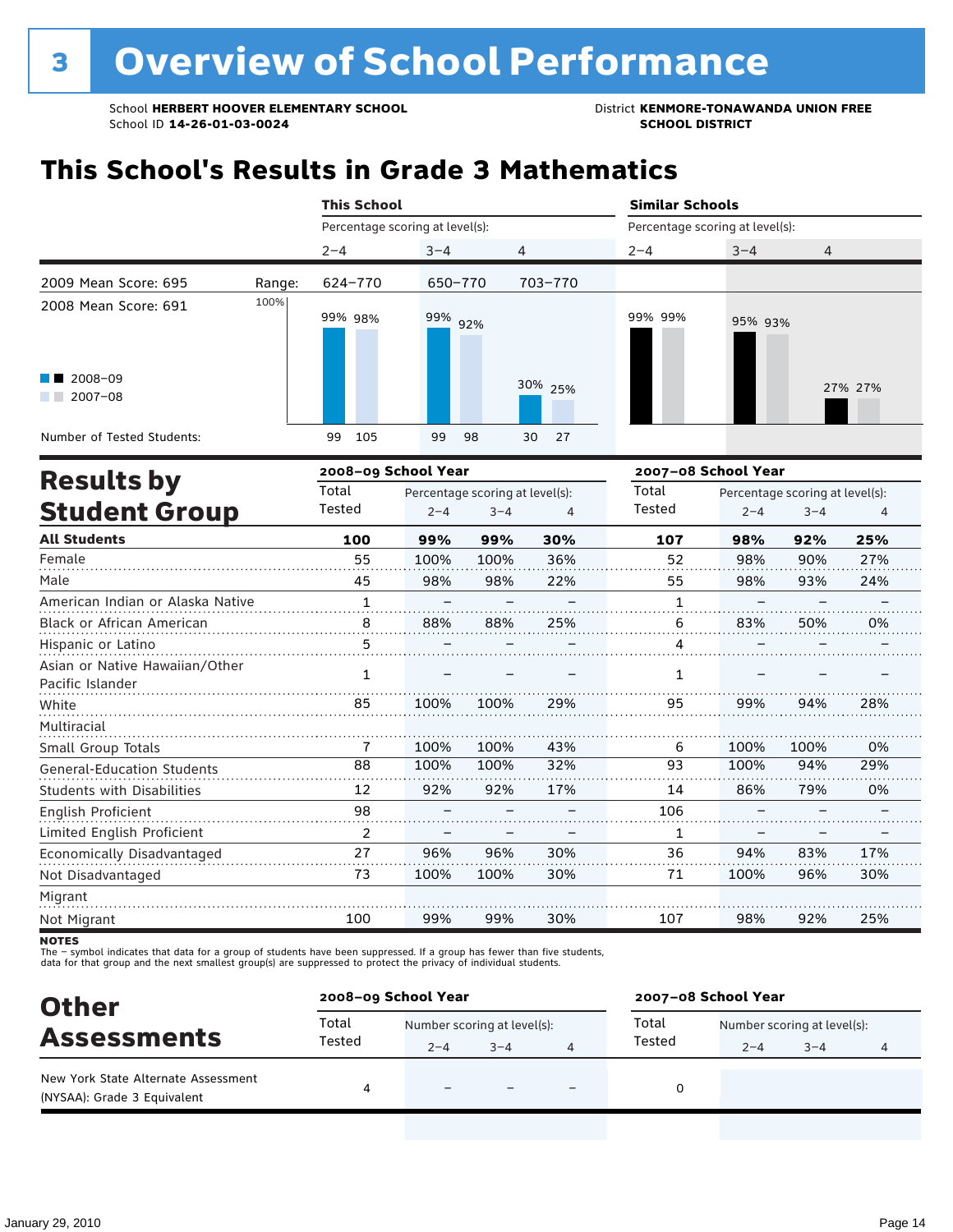# 3 Overview of School Performance

School **HERBERT HOOVER ELEMENTARY SCHOOL**
School ID **14-26-01-03-0024**

District **KENMORE-TONAWANDA UNION FREE SCHOOL DISTRICT**

## This School's Results in Grade 3 Mathematics

| | This School | | | Similar Schools | | |
|---|---|---|---|---|---|---|
| | Percentage scoring at level(s): | | | Percentage scoring at level(s): | | |
| | 2–4 | 3–4 | 4 | 2–4 | 3–4 | 4 |
| 2009 Mean Score: 695 — Range: | 624–770 | 650–770 | 703–770 | | | |
| 2008 Mean Score: 691 | | | | | | |
| 2008–09 | 99% | 99% | 30% | 99% | 95% | 27% |
| 2007–08 | 98% | 92% | 25% | 99% | 93% | 27% |
| Number of Tested Students (2008–09) | 99 | 99 | 30 | | | |
| Number of Tested Students (2007–08) | 105 | 98 | 27 | | | |

## Results by Student Group

| | 2008–09 School Year | | | | 2007–08 School Year | | | |
|---|---|---|---|---|---|---|---|---|
| | Total Tested | Percentage scoring at level(s): 2–4 | 3–4 | 4 | Total Tested | Percentage scoring at level(s): 2–4 | 3–4 | 4 |
| **All Students** | **100** | **99%** | **99%** | **30%** | **107** | **98%** | **92%** | **25%** |
| Female | 55 | 100% | 100% | 36% | 52 | 98% | 90% | 27% |
| Male | 45 | 98% | 98% | 22% | 55 | 98% | 93% | 24% |
| American Indian or Alaska Native | 1 | – | – | – | 1 | – | – | – |
| Black or African American | 8 | 88% | 88% | 25% | 6 | 83% | 50% | 0% |
| Hispanic or Latino | 5 | – | – | – | 4 | – | – | – |
| Asian or Native Hawaiian/Other Pacific Islander | 1 | – | – | – | 1 | – | – | – |
| White | 85 | 100% | 100% | 29% | 95 | 99% | 94% | 28% |
| Multiracial | | | | | | | | |
| Small Group Totals | 7 | 100% | 100% | 43% | 6 | 100% | 100% | 0% |
| General-Education Students | 88 | 100% | 100% | 32% | 93 | 100% | 94% | 29% |
| Students with Disabilities | 12 | 92% | 92% | 17% | 14 | 86% | 79% | 0% |
| English Proficient | 98 | – | – | – | 106 | – | – | – |
| Limited English Proficient | 2 | – | – | – | 1 | – | – | – |
| Economically Disadvantaged | 27 | 96% | 96% | 30% | 36 | 94% | 83% | 17% |
| Not Disadvantaged | 73 | 100% | 100% | 30% | 71 | 100% | 96% | 30% |
| Migrant | | | | | | | | |
| Not Migrant | 100 | 99% | 99% | 30% | 107 | 98% | 92% | 25% |

**NOTES**
The – symbol indicates that data for a group of students have been suppressed. If a group has fewer than five students, data for that group and the next smallest group(s) are suppressed to protect the privacy of individual students.

## Other Assessments

| | 2008–09 School Year | | | | 2007–08 School Year | | | |
|---|---|---|---|---|---|---|---|---|
| | Total Tested | Number scoring at level(s): 2–4 | 3–4 | 4 | Total Tested | Number scoring at level(s): 2–4 | 3–4 | 4 |
| New York State Alternate Assessment (NYSAA): Grade 3 Equivalent | 4 | – | – | – | 0 | | | |

January 29, 2010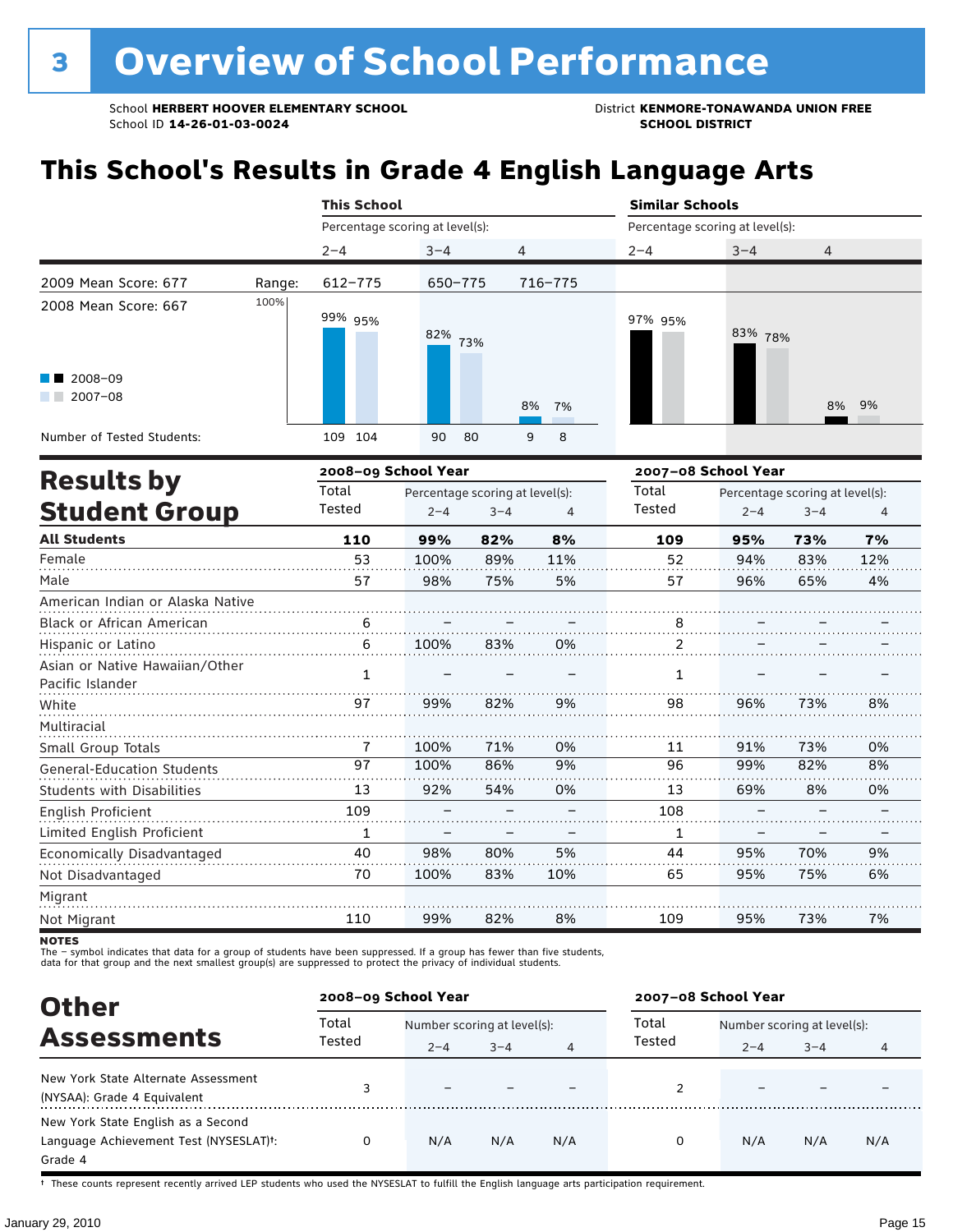# 3 Overview of School Performance

School **HERBERT HOOVER ELEMENTARY SCHOOL**
School ID **14-26-01-03-0024**

District **KENMORE-TONAWANDA UNION FREE SCHOOL DISTRICT**

## This School's Results in Grade 4 English Language Arts

| | | This School | | | Similar Schools | | |
|---|---|---|---|---|---|---|---|
| | | Percentage scoring at level(s): | | | Percentage scoring at level(s): | | |
| | | 2–4 | 3–4 | 4 | 2–4 | 3–4 | 4 |
| 2009 Mean Score: 677 | Range: | 612–775 | 650–775 | 716–775 | | | |
| 2008 Mean Score: 667 | | | | | | | |
| 2008–09 | | 99% | 82% | 8% | 97% | 83% | 8% |
| 2007–08 | | 95% | 73% | 7% | 95% | 78% | 9% |
| Number of Tested Students: 2008–09 | | 109 | 90 | 9 | | | |
| Number of Tested Students: 2007–08 | | 104 | 80 | 8 | | | |

## Results by Student Group

| | 2008–09 School Year | | | | 2007–08 School Year | | | |
|---|---|---|---|---|---|---|---|---|
| | Total Tested | Percentage scoring at level(s): 2–4 | 3–4 | 4 | Total Tested | Percentage scoring at level(s): 2–4 | 3–4 | 4 |
| **All Students** | **110** | **99%** | **82%** | **8%** | **109** | **95%** | **73%** | **7%** |
| Female | 53 | 100% | 89% | 11% | 52 | 94% | 83% | 12% |
| Male | 57 | 98% | 75% | 5% | 57 | 96% | 65% | 4% |
| American Indian or Alaska Native | | | | | | | | |
| Black or African American | 6 | – | – | – | 8 | – | – | – |
| Hispanic or Latino | 6 | 100% | 83% | 0% | 2 | – | – | – |
| Asian or Native Hawaiian/Other Pacific Islander | 1 | – | – | – | 1 | – | – | – |
| White | 97 | 99% | 82% | 9% | 98 | 96% | 73% | 8% |
| Multiracial | | | | | | | | |
| Small Group Totals | 7 | 100% | 71% | 0% | 11 | 91% | 73% | 0% |
| General-Education Students | 97 | 100% | 86% | 9% | 96 | 99% | 82% | 8% |
| Students with Disabilities | 13 | 92% | 54% | 0% | 13 | 69% | 8% | 0% |
| English Proficient | 109 | – | – | – | 108 | – | – | – |
| Limited English Proficient | 1 | – | – | – | 1 | – | – | – |
| Economically Disadvantaged | 40 | 98% | 80% | 5% | 44 | 95% | 70% | 9% |
| Not Disadvantaged | 70 | 100% | 83% | 10% | 65 | 95% | 75% | 6% |
| Migrant | | | | | | | | |
| Not Migrant | 110 | 99% | 82% | 8% | 109 | 95% | 73% | 7% |

**NOTES**
The – symbol indicates that data for a group of students have been suppressed. If a group has fewer than five students, data for that group and the next smallest group(s) are suppressed to protect the privacy of individual students.

## Other Assessments

| | 2008–09 School Year | | | | 2007–08 School Year | | | |
|---|---|---|---|---|---|---|---|---|
| | Total Tested | Number scoring at level(s): 2–4 | 3–4 | 4 | Total Tested | Number scoring at level(s): 2–4 | 3–4 | 4 |
| New York State Alternate Assessment (NYSAA): Grade 4 Equivalent | 3 | – | – | – | 2 | – | – | – |
| New York State English as a Second Language Achievement Test (NYSESLAT)†: Grade 4 | 0 | N/A | N/A | N/A | 0 | N/A | N/A | N/A |

† These counts represent recently arrived LEP students who used the NYSESLAT to fulfill the English language arts participation requirement.

January 29, 2010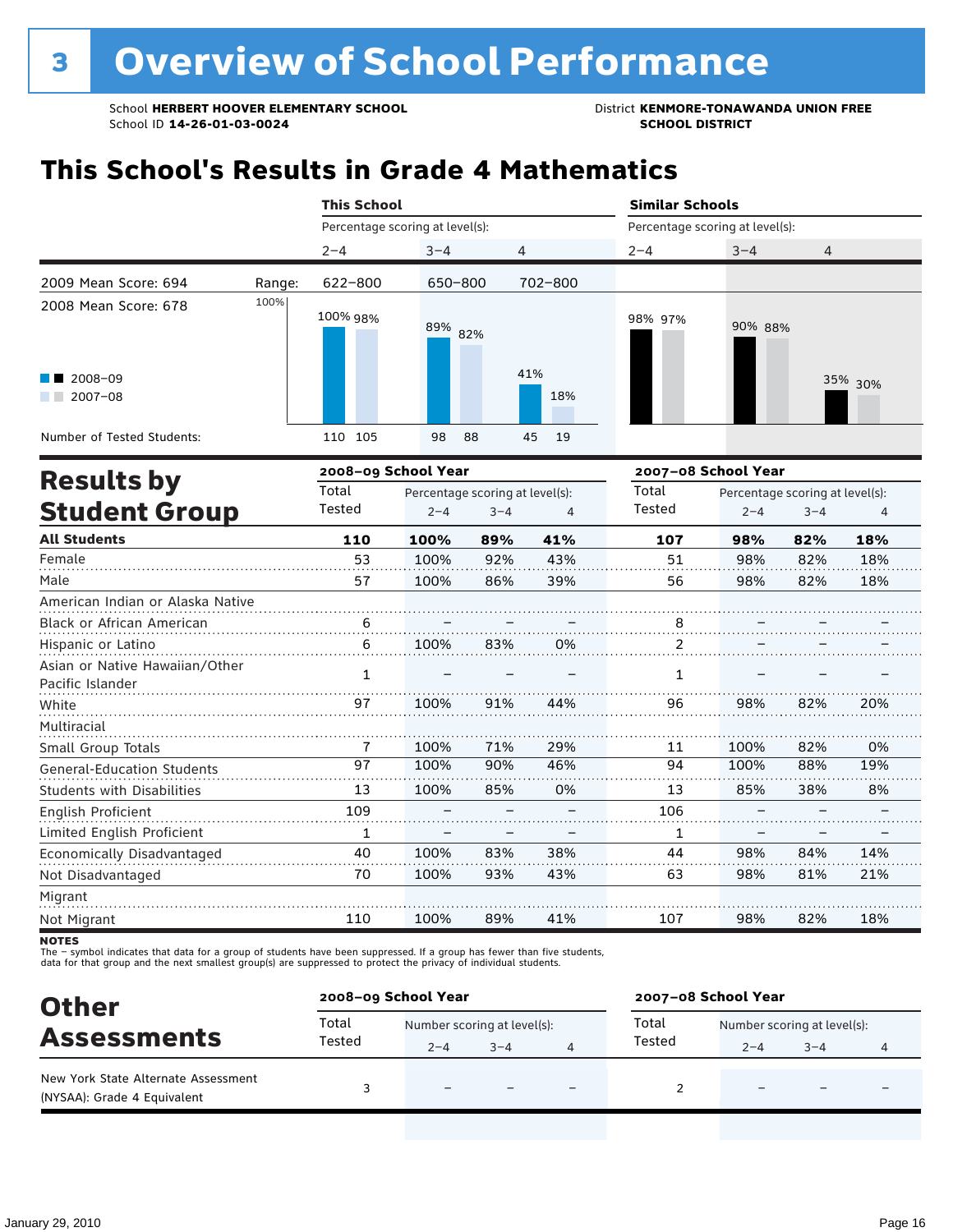# 3 Overview of School Performance

School **HERBERT HOOVER ELEMENTARY SCHOOL**
School ID **14-26-01-03-0024**

District **KENMORE-TONAWANDA UNION FREE SCHOOL DISTRICT**

## This School's Results in Grade 4 Mathematics

| | | This School | | | Similar Schools | | |
|---|---|---|---|---|---|---|---|
| | | Percentage scoring at level(s): | | | Percentage scoring at level(s): | | |
| | | 2–4 | 3–4 | 4 | 2–4 | 3–4 | 4 |
| 2009 Mean Score: 694 | Range: | 622–800 | 650–800 | 702–800 | | | |
| 2008 Mean Score: 678 | 2008–09 | 100% | 89% | 41% | 98% | 90% | 35% |
| | 2007–08 | 98% | 82% | 18% | 97% | 88% | 30% |
| Number of Tested Students: | 2008–09 | 110 | 98 | 45 | | | |
| | 2007–08 | 105 | 88 | 19 | | | |

## Results by Student Group

| | 2008–09 School Year | | | | 2007–08 School Year | | | |
|---|---|---|---|---|---|---|---|---|
| | Total Tested | Percentage scoring at level(s): 2–4 | 3–4 | 4 | Total Tested | Percentage scoring at level(s): 2–4 | 3–4 | 4 |
| **All Students** | **110** | **100%** | **89%** | **41%** | **107** | **98%** | **82%** | **18%** |
| Female | 53 | 100% | 92% | 43% | 51 | 98% | 82% | 18% |
| Male | 57 | 100% | 86% | 39% | 56 | 98% | 82% | 18% |
| American Indian or Alaska Native | | | | | | | | |
| Black or African American | 6 | – | – | – | 8 | – | – | – |
| Hispanic or Latino | 6 | 100% | 83% | 0% | 2 | – | – | – |
| Asian or Native Hawaiian/Other Pacific Islander | 1 | – | – | – | 1 | – | – | – |
| White | 97 | 100% | 91% | 44% | 96 | 98% | 82% | 20% |
| Multiracial | | | | | | | | |
| Small Group Totals | 7 | 100% | 71% | 29% | 11 | 100% | 82% | 0% |
| General-Education Students | 97 | 100% | 90% | 46% | 94 | 100% | 88% | 19% |
| Students with Disabilities | 13 | 100% | 85% | 0% | 13 | 85% | 38% | 8% |
| English Proficient | 109 | – | – | – | 106 | – | – | – |
| Limited English Proficient | 1 | – | – | – | 1 | – | – | – |
| Economically Disadvantaged | 40 | 100% | 83% | 38% | 44 | 98% | 84% | 14% |
| Not Disadvantaged | 70 | 100% | 93% | 43% | 63 | 98% | 81% | 21% |
| Migrant | | | | | | | | |
| Not Migrant | 110 | 100% | 89% | 41% | 107 | 98% | 82% | 18% |

**NOTES**
The – symbol indicates that data for a group of students have been suppressed. If a group has fewer than five students, data for that group and the next smallest group(s) are suppressed to protect the privacy of individual students.

## Other Assessments

| | 2008–09 School Year | | | | 2007–08 School Year | | | |
|---|---|---|---|---|---|---|---|---|
| | Total Tested | Number scoring at level(s): 2–4 | 3–4 | 4 | Total Tested | Number scoring at level(s): 2–4 | 3–4 | 4 |
| New York State Alternate Assessment (NYSAA): Grade 4 Equivalent | 3 | – | – | – | 2 | – | – | – |

January 29, 2010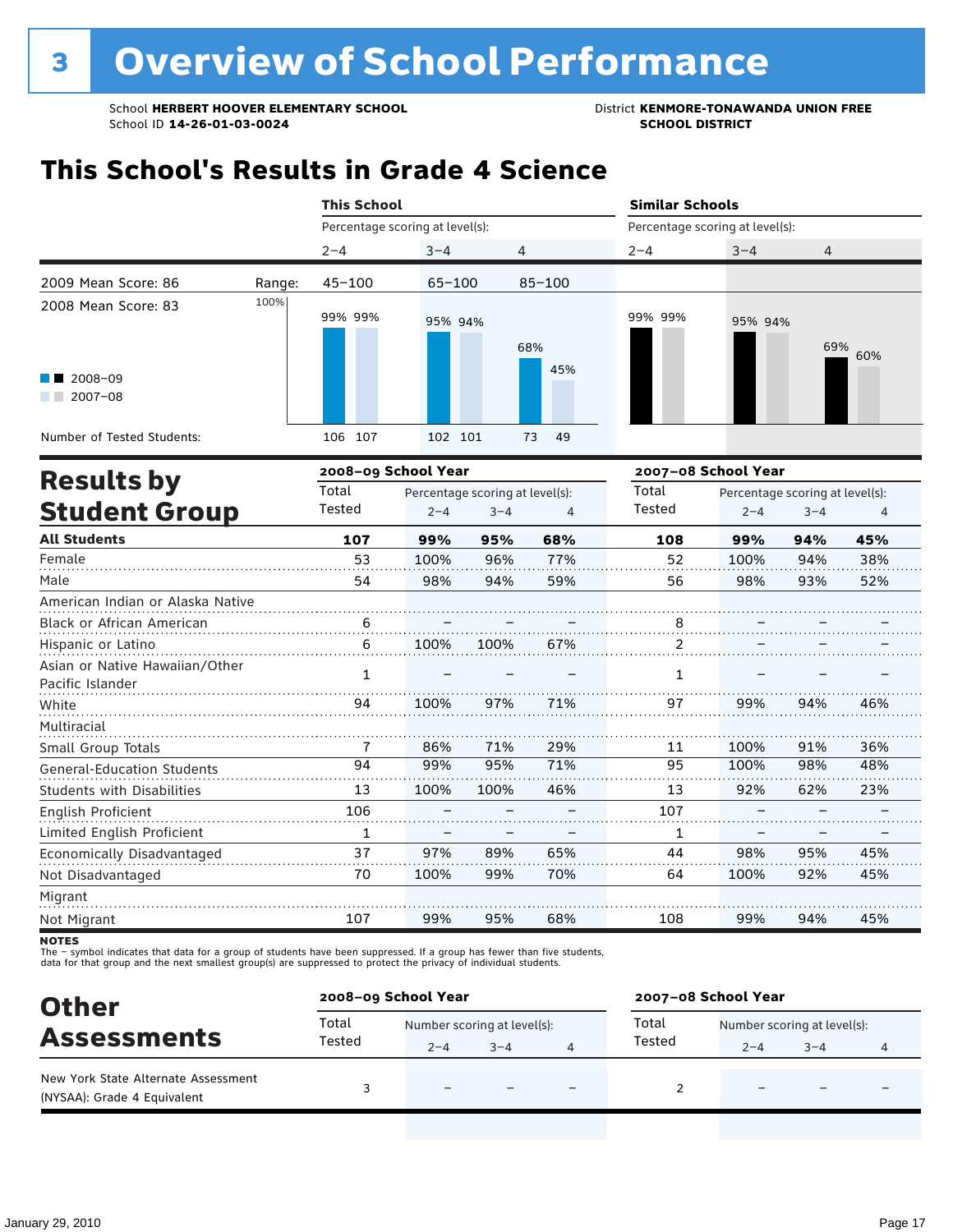# 3 Overview of School Performance

School **HERBERT HOOVER ELEMENTARY SCHOOL**
School ID **14-26-01-03-0024**

District **KENMORE-TONAWANDA UNION FREE SCHOOL DISTRICT**

## This School's Results in Grade 4 Science

| | This School | | | Similar Schools | | |
|---|---|---|---|---|---|---|
| Percentage scoring at level(s): | 2–4 | 3–4 | 4 | 2–4 | 3–4 | 4 |
| Range: | 45–100 | 65–100 | 85–100 | | | |
| 2008–09 | 99% | 95% | 68% | 99% | 95% | 69% |
| 2007–08 | 99% | 94% | 45% | 99% | 94% | 60% |
| Number of Tested Students (2008–09) | 106 | 102 | 73 | | | |
| Number of Tested Students (2007–08) | 107 | 101 | 49 | | | |

2009 Mean Score: 86
2008 Mean Score: 83

## Results by Student Group

| | 2008–09 School Year | | | | 2007–08 School Year | | | |
|---|---|---|---|---|---|---|---|---|
| | Total Tested | Percentage scoring at level(s): 2–4 | 3–4 | 4 | Total Tested | Percentage scoring at level(s): 2–4 | 3–4 | 4 |
| **All Students** | **107** | **99%** | **95%** | **68%** | **108** | **99%** | **94%** | **45%** |
| Female | 53 | 100% | 96% | 77% | 52 | 100% | 94% | 38% |
| Male | 54 | 98% | 94% | 59% | 56 | 98% | 93% | 52% |
| American Indian or Alaska Native | | | | | | | | |
| Black or African American | 6 | – | – | – | 8 | – | – | – |
| Hispanic or Latino | 6 | 100% | 100% | 67% | 2 | – | – | – |
| Asian or Native Hawaiian/Other Pacific Islander | 1 | – | – | – | 1 | – | – | – |
| White | 94 | 100% | 97% | 71% | 97 | 99% | 94% | 46% |
| Multiracial | | | | | | | | |
| Small Group Totals | 7 | 86% | 71% | 29% | 11 | 100% | 91% | 36% |
| General-Education Students | 94 | 99% | 95% | 71% | 95 | 100% | 98% | 48% |
| Students with Disabilities | 13 | 100% | 100% | 46% | 13 | 92% | 62% | 23% |
| English Proficient | 106 | – | – | – | 107 | – | – | – |
| Limited English Proficient | 1 | – | – | – | 1 | – | – | – |
| Economically Disadvantaged | 37 | 97% | 89% | 65% | 44 | 98% | 95% | 45% |
| Not Disadvantaged | 70 | 100% | 99% | 70% | 64 | 100% | 92% | 45% |
| Migrant | | | | | | | | |
| Not Migrant | 107 | 99% | 95% | 68% | 108 | 99% | 94% | 45% |

**NOTES**
The – symbol indicates that data for a group of students have been suppressed. If a group has fewer than five students, data for that group and the next smallest group(s) are suppressed to protect the privacy of individual students.

## Other Assessments

| | 2008–09 School Year | | | | 2007–08 School Year | | | |
|---|---|---|---|---|---|---|---|---|
| | Total Tested | Number scoring at level(s): 2–4 | 3–4 | 4 | Total Tested | Number scoring at level(s): 2–4 | 3–4 | 4 |
| New York State Alternate Assessment (NYSAA): Grade 4 Equivalent | 3 | – | – | – | 2 | – | – | – |

January 29, 2010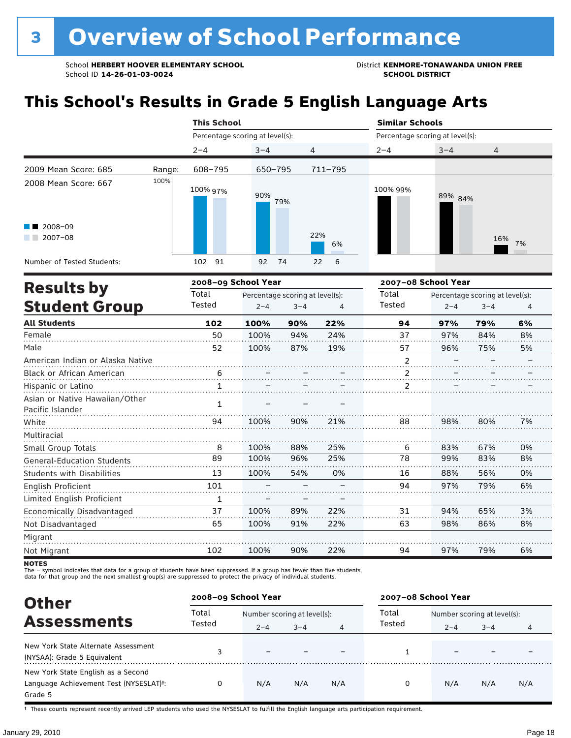# 3 Overview of School Performance

School **HERBERT HOOVER ELEMENTARY SCHOOL**
School ID **14-26-01-03-0024**

District **KENMORE-TONAWANDA UNION FREE SCHOOL DISTRICT**

## This School's Results in Grade 5 English Language Arts

| | | This School | | | Similar Schools | | |
|---|---|---|---|---|---|---|---|
| | | Percentage scoring at level(s): | | | Percentage scoring at level(s): | | |
| | | 2–4 | 3–4 | 4 | 2–4 | 3–4 | 4 |
| 2009 Mean Score: 685 | Range: | 608–795 | 650–795 | 711–795 | | | |
| 2008 Mean Score: 667 | 2008–09 | 100% | 90% | 22% | 100% | 89% | 16% |
| | 2007–08 | 97% | 79% | 6% | 99% | 84% | 7% |
| Number of Tested Students: | 2008–09 | 102 | 92 | 22 | | | |
| | 2007–08 | 91 | 74 | 6 | | | |

## Results by Student Group

| | 2008–09 School Year | | | | 2007–08 School Year | | | |
|---|---|---|---|---|---|---|---|---|
| | Total Tested | Percentage scoring at level(s): 2–4 | 3–4 | 4 | Total Tested | Percentage scoring at level(s): 2–4 | 3–4 | 4 |
| **All Students** | **102** | **100%** | **90%** | **22%** | **94** | **97%** | **79%** | **6%** |
| Female | 50 | 100% | 94% | 24% | 37 | 97% | 84% | 8% |
| Male | 52 | 100% | 87% | 19% | 57 | 96% | 75% | 5% |
| American Indian or Alaska Native | | | | | 2 | – | – | – |
| Black or African American | 6 | – | – | – | 2 | – | – | – |
| Hispanic or Latino | 1 | – | – | – | 2 | – | – | – |
| Asian or Native Hawaiian/Other Pacific Islander | 1 | – | – | – | | | | |
| White | 94 | 100% | 90% | 21% | 88 | 98% | 80% | 7% |
| Multiracial | | | | | | | | |
| Small Group Totals | 8 | 100% | 88% | 25% | 6 | 83% | 67% | 0% |
| General-Education Students | 89 | 100% | 96% | 25% | 78 | 99% | 83% | 8% |
| Students with Disabilities | 13 | 100% | 54% | 0% | 16 | 88% | 56% | 0% |
| English Proficient | 101 | – | – | – | 94 | 97% | 79% | 6% |
| Limited English Proficient | 1 | – | – | – | | | | |
| Economically Disadvantaged | 37 | 100% | 89% | 22% | 31 | 94% | 65% | 3% |
| Not Disadvantaged | 65 | 100% | 91% | 22% | 63 | 98% | 86% | 8% |
| Migrant | | | | | | | | |
| Not Migrant | 102 | 100% | 90% | 22% | 94 | 97% | 79% | 6% |

**NOTES**
The – symbol indicates that data for a group of students have been suppressed. If a group has fewer than five students, data for that group and the next smallest group(s) are suppressed to protect the privacy of individual students.

## Other Assessments

| | 2008–09 School Year | | | | 2007–08 School Year | | | |
|---|---|---|---|---|---|---|---|---|
| | Total Tested | Number scoring at level(s): 2–4 | 3–4 | 4 | Total Tested | Number scoring at level(s): 2–4 | 3–4 | 4 |
| New York State Alternate Assessment (NYSAA): Grade 5 Equivalent | 3 | – | – | – | 1 | – | – | – |
| New York State English as a Second Language Achievement Test (NYSESLAT)†: Grade 5 | 0 | N/A | N/A | N/A | 0 | N/A | N/A | N/A |

† These counts represent recently arrived LEP students who used the NYSESLAT to fulfill the English language arts participation requirement.

January 29, 2010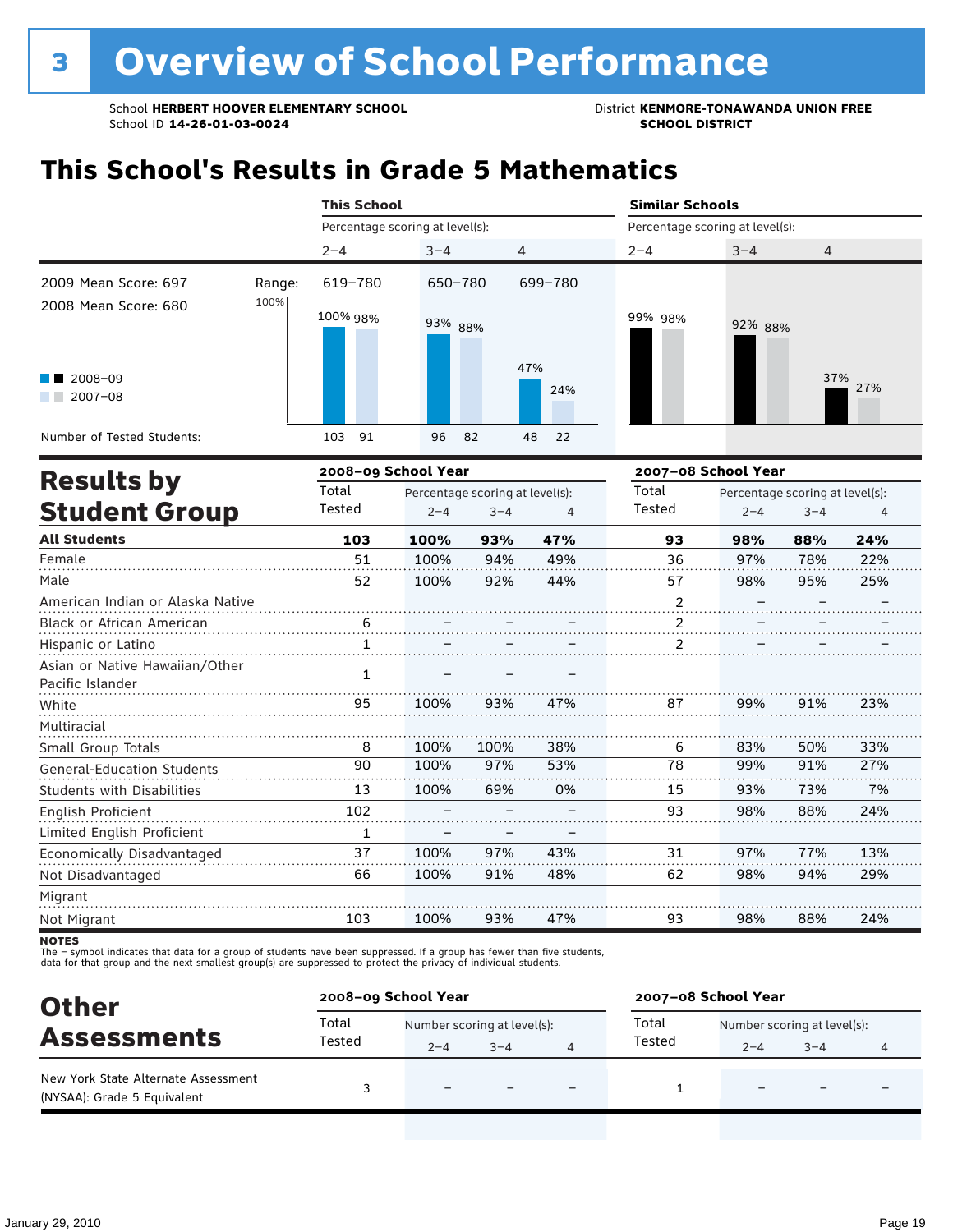# 3 Overview of School Performance

School **HERBERT HOOVER ELEMENTARY SCHOOL**
School ID **14-26-01-03-0024**

District **KENMORE-TONAWANDA UNION FREE SCHOOL DISTRICT**

## This School's Results in Grade 5 Mathematics

| | This School | | | Similar Schools | | |
|---|---|---|---|---|---|---|
| | Percentage scoring at level(s): | | | Percentage scoring at level(s): | | |
| | 2–4 | 3–4 | 4 | 2–4 | 3–4 | 4 |
| 2009 Mean Score: 697 — Range: | 619–780 | 650–780 | 699–780 | | | |
| 2008 Mean Score: 680 | | | | | | |
| 2008–09 | 100% | 93% | 47% | 99% | 92% | 37% |
| 2007–08 | 98% | 88% | 24% | 98% | 88% | 27% |
| Number of Tested Students (2008–09) | 103 | 96 | 48 | | | |
| Number of Tested Students (2007–08) | 91 | 82 | 22 | | | |

## Results by Student Group

| | 2008–09 School Year | | | | 2007–08 School Year | | | |
|---|---|---|---|---|---|---|---|---|
| | Total Tested | Percentage scoring at level(s): 2–4 | 3–4 | 4 | Total Tested | Percentage scoring at level(s): 2–4 | 3–4 | 4 |
| **All Students** | **103** | **100%** | **93%** | **47%** | **93** | **98%** | **88%** | **24%** |
| Female | 51 | 100% | 94% | 49% | 36 | 97% | 78% | 22% |
| Male | 52 | 100% | 92% | 44% | 57 | 98% | 95% | 25% |
| American Indian or Alaska Native | | | | | 2 | – | – | – |
| Black or African American | 6 | – | – | – | 2 | – | – | – |
| Hispanic or Latino | 1 | – | – | – | 2 | – | – | – |
| Asian or Native Hawaiian/Other Pacific Islander | 1 | – | – | – | | | | |
| White | 95 | 100% | 93% | 47% | 87 | 99% | 91% | 23% |
| Multiracial | | | | | | | | |
| Small Group Totals | 8 | 100% | 100% | 38% | 6 | 83% | 50% | 33% |
| General-Education Students | 90 | 100% | 97% | 53% | 78 | 99% | 91% | 27% |
| Students with Disabilities | 13 | 100% | 69% | 0% | 15 | 93% | 73% | 7% |
| English Proficient | 102 | – | – | – | 93 | 98% | 88% | 24% |
| Limited English Proficient | 1 | – | – | – | | | | |
| Economically Disadvantaged | 37 | 100% | 97% | 43% | 31 | 97% | 77% | 13% |
| Not Disadvantaged | 66 | 100% | 91% | 48% | 62 | 98% | 94% | 29% |
| Migrant | | | | | | | | |
| Not Migrant | 103 | 100% | 93% | 47% | 93 | 98% | 88% | 24% |

**NOTES**
The – symbol indicates that data for a group of students have been suppressed. If a group has fewer than five students, data for that group and the next smallest group(s) are suppressed to protect the privacy of individual students.

## Other Assessments

| | 2008–09 School Year | | | | 2007–08 School Year | | | |
|---|---|---|---|---|---|---|---|---|
| | Total Tested | Number scoring at level(s): 2–4 | 3–4 | 4 | Total Tested | Number scoring at level(s): 2–4 | 3–4 | 4 |
| New York State Alternate Assessment (NYSAA): Grade 5 Equivalent | 3 | – | – | – | 1 | – | – | – |

January 29, 2010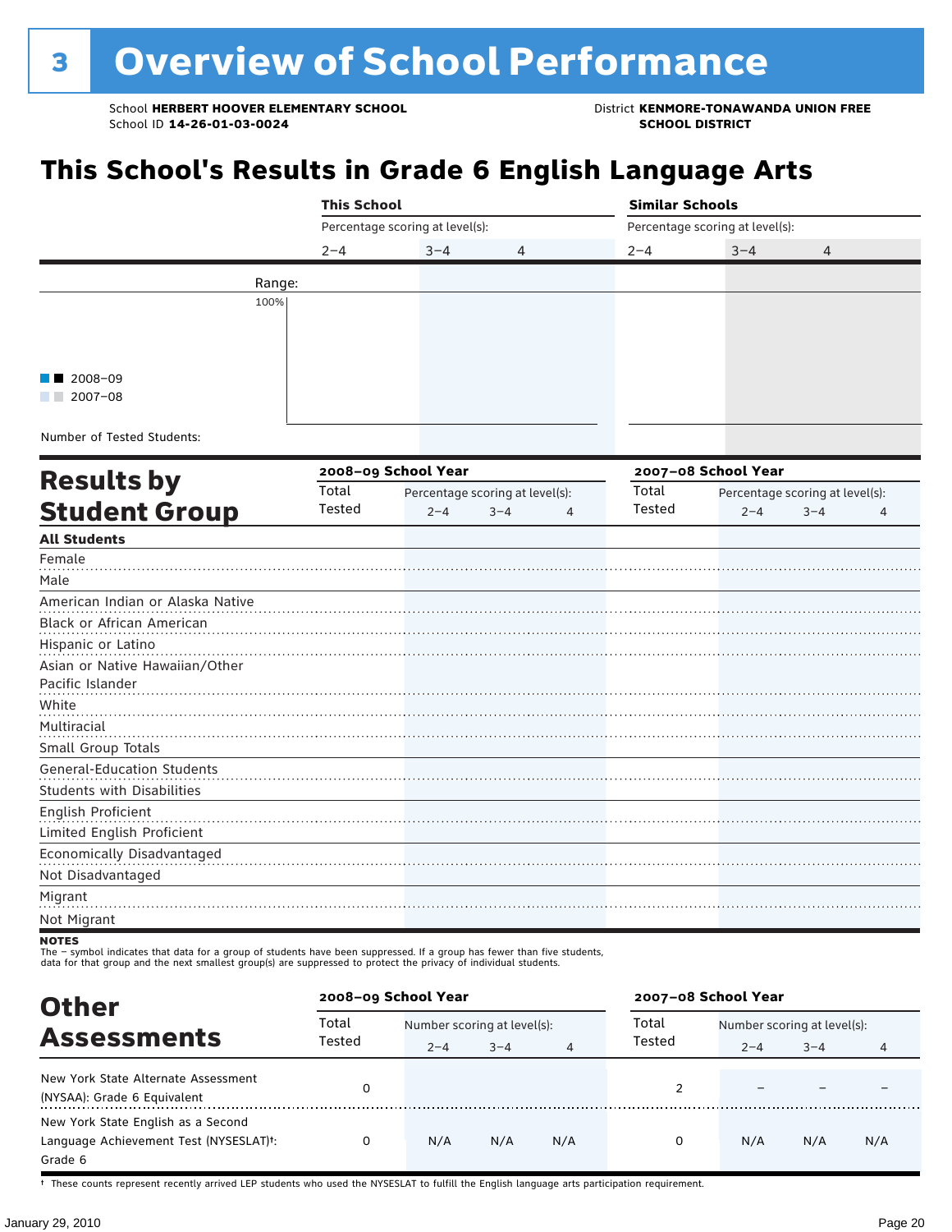# 3 Overview of School Performance

School **HERBERT HOOVER ELEMENTARY SCHOOL**
School ID **14-26-01-03-0024**

District **KENMORE-TONAWANDA UNION FREE SCHOOL DISTRICT**

## This School's Results in Grade 6 English Language Arts

| | This School | | | Similar Schools | | |
|---|---|---|---|---|---|---|
| | Percentage scoring at level(s): | | | Percentage scoring at level(s): | | |
| | 2–4 | 3–4 | 4 | 2–4 | 3–4 | 4 |
| Range: | | | | | | |
| 100% | | | | | | |
| ■ ■ 2008–09 | | | | | | |
| ■ ■ 2007–08 | | | | | | |
| Number of Tested Students: | | | | | | |

## Results by Student Group

| | 2008–09 School Year | | | | 2007–08 School Year | | | |
|---|---|---|---|---|---|---|---|---|
| | Total Tested | Percentage scoring at level(s): | | | Total Tested | Percentage scoring at level(s): | | |
| | | 2–4 | 3–4 | 4 | | 2–4 | 3–4 | 4 |
| **All Students** | | | | | | | | |
| Female | | | | | | | | |
| Male | | | | | | | | |
| American Indian or Alaska Native | | | | | | | | |
| Black or African American | | | | | | | | |
| Hispanic or Latino | | | | | | | | |
| Asian or Native Hawaiian/Other Pacific Islander | | | | | | | | |
| White | | | | | | | | |
| Multiracial | | | | | | | | |
| Small Group Totals | | | | | | | | |
| General-Education Students | | | | | | | | |
| Students with Disabilities | | | | | | | | |
| English Proficient | | | | | | | | |
| Limited English Proficient | | | | | | | | |
| Economically Disadvantaged | | | | | | | | |
| Not Disadvantaged | | | | | | | | |
| Migrant | | | | | | | | |
| Not Migrant | | | | | | | | |

**NOTES**
The – symbol indicates that data for a group of students have been suppressed. If a group has fewer than five students, data for that group and the next smallest group(s) are suppressed to protect the privacy of individual students.

## Other Assessments

| | 2008–09 School Year | | | | 2007–08 School Year | | | |
|---|---|---|---|---|---|---|---|---|
| | Total Tested | Number scoring at level(s): | | | Total Tested | Number scoring at level(s): | | |
| | | 2–4 | 3–4 | 4 | | 2–4 | 3–4 | 4 |
| New York State Alternate Assessment (NYSAA): Grade 6 Equivalent | 0 | | | | 2 | – | – | – |
| New York State English as a Second Language Achievement Test (NYSESLAT)†: Grade 6 | 0 | N/A | N/A | N/A | 0 | N/A | N/A | N/A |

† These counts represent recently arrived LEP students who used the NYSESLAT to fulfill the English language arts participation requirement.

January 29, 2010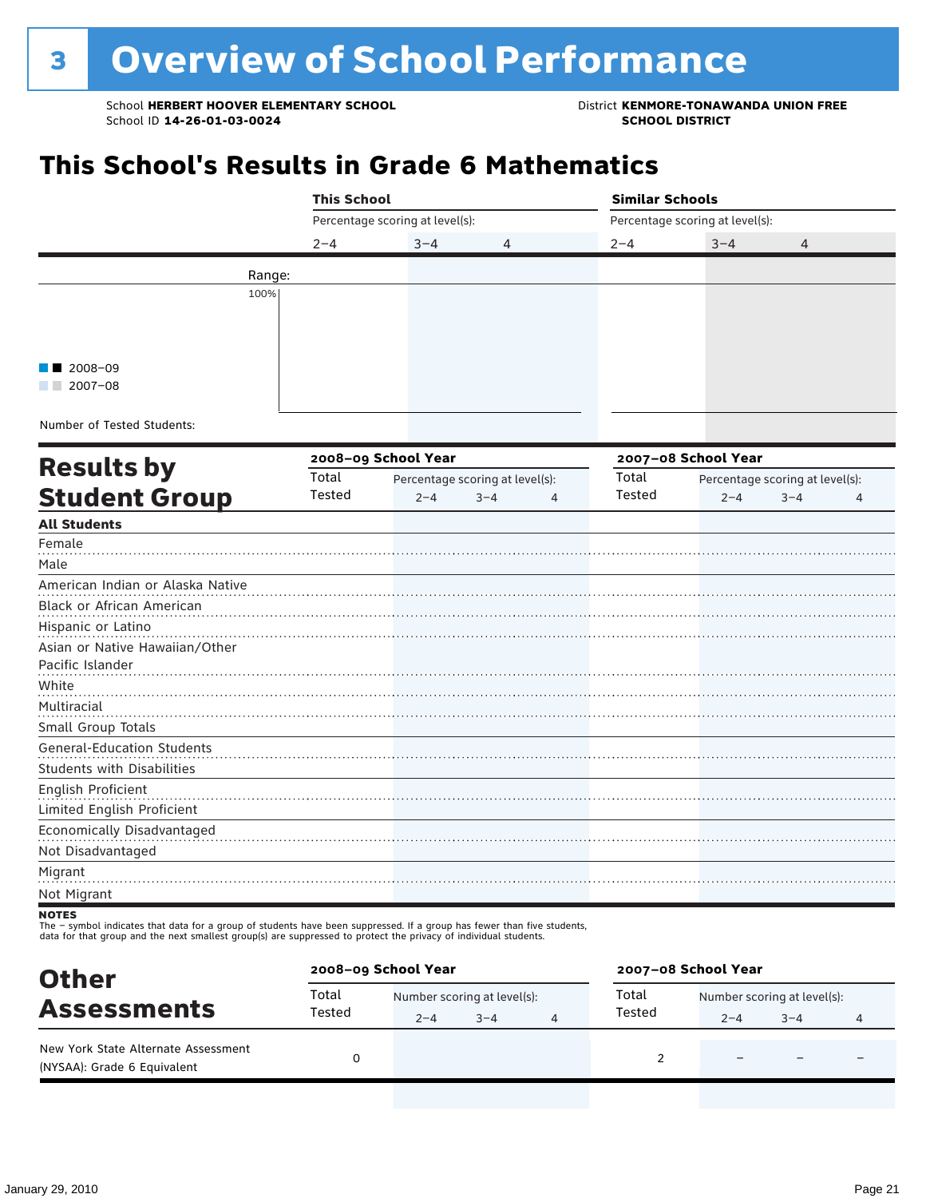# 3 Overview of School Performance

School **HERBERT HOOVER ELEMENTARY SCHOOL**
School ID **14-26-01-03-0024**

District **KENMORE-TONAWANDA UNION FREE SCHOOL DISTRICT**

## This School's Results in Grade 6 Mathematics

This School
Percentage scoring at level(s):
2–4 3–4 4

Similar Schools
Percentage scoring at level(s):
2–4 3–4 4

Range:
100%

2008–09
2007–08

Number of Tested Students:

## Results by Student Group

| | 2008–09 School Year | | | | 2007–08 School Year | | | |
|---|---|---|---|---|---|---|---|---|
| | Total Tested | Percentage scoring at level(s): 2–4 | 3–4 | 4 | Total Tested | Percentage scoring at level(s): 2–4 | 3–4 | 4 |
| **All Students** | | | | | | | | |
| Female | | | | | | | | |
| Male | | | | | | | | |
| American Indian or Alaska Native | | | | | | | | |
| Black or African American | | | | | | | | |
| Hispanic or Latino | | | | | | | | |
| Asian or Native Hawaiian/Other Pacific Islander | | | | | | | | |
| White | | | | | | | | |
| Multiracial | | | | | | | | |
| Small Group Totals | | | | | | | | |
| General-Education Students | | | | | | | | |
| Students with Disabilities | | | | | | | | |
| English Proficient | | | | | | | | |
| Limited English Proficient | | | | | | | | |
| Economically Disadvantaged | | | | | | | | |
| Not Disadvantaged | | | | | | | | |
| Migrant | | | | | | | | |
| Not Migrant | | | | | | | | |

**NOTES**
The – symbol indicates that data for a group of students have been suppressed. If a group has fewer than five students, data for that group and the next smallest group(s) are suppressed to protect the privacy of individual students.

## Other Assessments

| | 2008–09 School Year | | | | 2007–08 School Year | | | |
|---|---|---|---|---|---|---|---|---|
| | Total Tested | Number scoring at level(s): 2–4 | 3–4 | 4 | Total Tested | Number scoring at level(s): 2–4 | 3–4 | 4 |
| New York State Alternate Assessment (NYSAA): Grade 6 Equivalent | 0 | | | | 2 | – | – | – |

January 29, 2010